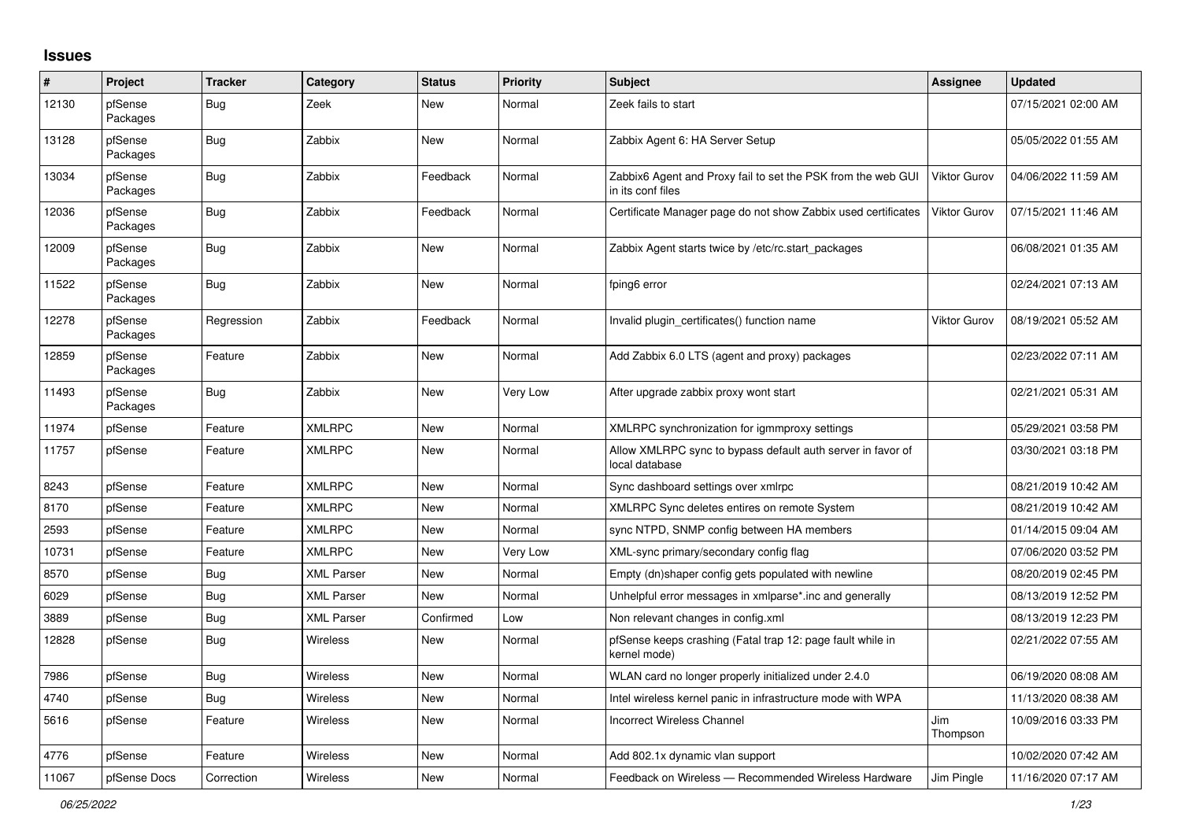## Issues

| # | Project | Tracker | Category | Status | Priority | Subject | Assignee | Updated |
|---|---|---|---|---|---|---|---|---|
| 12130 | pfSense Packages | Bug | Zeek | New | Normal | Zeek fails to start | | 07/15/2021 02:00 AM |
| 13128 | pfSense Packages | Bug | Zabbix | New | Normal | Zabbix Agent 6: HA Server Setup | | 05/05/2022 01:55 AM |
| 13034 | pfSense Packages | Bug | Zabbix | Feedback | Normal | Zabbix6 Agent and Proxy fail to set the PSK from the web GUI in its conf files | Viktor Gurov | 04/06/2022 11:59 AM |
| 12036 | pfSense Packages | Bug | Zabbix | Feedback | Normal | Certificate Manager page do not show Zabbix used certificates | Viktor Gurov | 07/15/2021 11:46 AM |
| 12009 | pfSense Packages | Bug | Zabbix | New | Normal | Zabbix Agent starts twice by /etc/rc.start_packages | | 06/08/2021 01:35 AM |
| 11522 | pfSense Packages | Bug | Zabbix | New | Normal | fping6 error | | 02/24/2021 07:13 AM |
| 12278 | pfSense Packages | Regression | Zabbix | Feedback | Normal | Invalid plugin_certificates() function name | Viktor Gurov | 08/19/2021 05:52 AM |
| 12859 | pfSense Packages | Feature | Zabbix | New | Normal | Add Zabbix 6.0 LTS (agent and proxy) packages | | 02/23/2022 07:11 AM |
| 11493 | pfSense Packages | Bug | Zabbix | New | Very Low | After upgrade zabbix proxy wont start | | 02/21/2021 05:31 AM |
| 11974 | pfSense | Feature | XMLRPC | New | Normal | XMLRPC synchronization for igmmproxy settings | | 05/29/2021 03:58 PM |
| 11757 | pfSense | Feature | XMLRPC | New | Normal | Allow XMLRPC sync to bypass default auth server in favor of local database | | 03/30/2021 03:18 PM |
| 8243 | pfSense | Feature | XMLRPC | New | Normal | Sync dashboard settings over xmlrpc | | 08/21/2019 10:42 AM |
| 8170 | pfSense | Feature | XMLRPC | New | Normal | XMLRPC Sync deletes entires on remote System | | 08/21/2019 10:42 AM |
| 2593 | pfSense | Feature | XMLRPC | New | Normal | sync NTPD, SNMP config between HA members | | 01/14/2015 09:04 AM |
| 10731 | pfSense | Feature | XMLRPC | New | Very Low | XML-sync primary/secondary config flag | | 07/06/2020 03:52 PM |
| 8570 | pfSense | Bug | XML Parser | New | Normal | Empty (dn)shaper config gets populated with newline | | 08/20/2019 02:45 PM |
| 6029 | pfSense | Bug | XML Parser | New | Normal | Unhelpful error messages in xmlparse*.inc and generally | | 08/13/2019 12:52 PM |
| 3889 | pfSense | Bug | XML Parser | Confirmed | Low | Non relevant changes in config.xml | | 08/13/2019 12:23 PM |
| 12828 | pfSense | Bug | Wireless | New | Normal | pfSense keeps crashing (Fatal trap 12: page fault while in kernel mode) | | 02/21/2022 07:55 AM |
| 7986 | pfSense | Bug | Wireless | New | Normal | WLAN card no longer properly initialized under 2.4.0 | | 06/19/2020 08:08 AM |
| 4740 | pfSense | Bug | Wireless | New | Normal | Intel wireless kernel panic in infrastructure mode with WPA | | 11/13/2020 08:38 AM |
| 5616 | pfSense | Feature | Wireless | New | Normal | Incorrect Wireless Channel | Jim Thompson | 10/09/2016 03:33 PM |
| 4776 | pfSense | Feature | Wireless | New | Normal | Add 802.1x dynamic vlan support | | 10/02/2020 07:42 AM |
| 11067 | pfSense Docs | Correction | Wireless | New | Normal | Feedback on Wireless — Recommended Wireless Hardware | Jim Pingle | 11/16/2020 07:17 AM |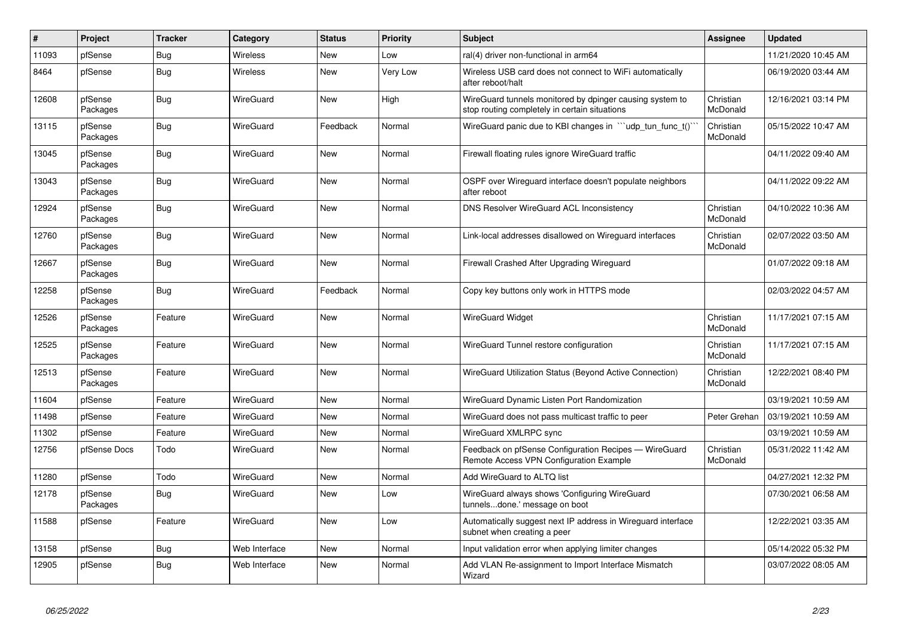| # | Project | Tracker | Category | Status | Priority | Subject | Assignee | Updated |
|---|---|---|---|---|---|---|---|---|
| 11093 | pfSense | Bug | Wireless | New | Low | ral(4) driver non-functional in arm64 | | 11/21/2020 10:45 AM |
| 8464 | pfSense | Bug | Wireless | New | Very Low | Wireless USB card does not connect to WiFi automatically after reboot/halt | | 06/19/2020 03:44 AM |
| 12608 | pfSense Packages | Bug | WireGuard | New | High | WireGuard tunnels monitored by dpinger causing system to stop routing completely in certain situations | Christian McDonald | 12/16/2021 03:14 PM |
| 13115 | pfSense Packages | Bug | WireGuard | Feedback | Normal | WireGuard panic due to KBI changes in ```udp_tun_func_t()``` | Christian McDonald | 05/15/2022 10:47 AM |
| 13045 | pfSense Packages | Bug | WireGuard | New | Normal | Firewall floating rules ignore WireGuard traffic | | 04/11/2022 09:40 AM |
| 13043 | pfSense Packages | Bug | WireGuard | New | Normal | OSPF over Wireguard interface doesn't populate neighbors after reboot | | 04/11/2022 09:22 AM |
| 12924 | pfSense Packages | Bug | WireGuard | New | Normal | DNS Resolver WireGuard ACL Inconsistency | Christian McDonald | 04/10/2022 10:36 AM |
| 12760 | pfSense Packages | Bug | WireGuard | New | Normal | Link-local addresses disallowed on Wireguard interfaces | Christian McDonald | 02/07/2022 03:50 AM |
| 12667 | pfSense Packages | Bug | WireGuard | New | Normal | Firewall Crashed After Upgrading Wireguard | | 01/07/2022 09:18 AM |
| 12258 | pfSense Packages | Bug | WireGuard | Feedback | Normal | Copy key buttons only work in HTTPS mode | | 02/03/2022 04:57 AM |
| 12526 | pfSense Packages | Feature | WireGuard | New | Normal | WireGuard Widget | Christian McDonald | 11/17/2021 07:15 AM |
| 12525 | pfSense Packages | Feature | WireGuard | New | Normal | WireGuard Tunnel restore configuration | Christian McDonald | 11/17/2021 07:15 AM |
| 12513 | pfSense Packages | Feature | WireGuard | New | Normal | WireGuard Utilization Status (Beyond Active Connection) | Christian McDonald | 12/22/2021 08:40 PM |
| 11604 | pfSense | Feature | WireGuard | New | Normal | WireGuard Dynamic Listen Port Randomization | | 03/19/2021 10:59 AM |
| 11498 | pfSense | Feature | WireGuard | New | Normal | WireGuard does not pass multicast traffic to peer | Peter Grehan | 03/19/2021 10:59 AM |
| 11302 | pfSense | Feature | WireGuard | New | Normal | WireGuard XMLRPC sync | | 03/19/2021 10:59 AM |
| 12756 | pfSense Docs | Todo | WireGuard | New | Normal | Feedback on pfSense Configuration Recipes — WireGuard Remote Access VPN Configuration Example | Christian McDonald | 05/31/2022 11:42 AM |
| 11280 | pfSense | Todo | WireGuard | New | Normal | Add WireGuard to ALTQ list | | 04/27/2021 12:32 PM |
| 12178 | pfSense Packages | Bug | WireGuard | New | Low | WireGuard always shows 'Configuring WireGuard tunnels...done.' message on boot | | 07/30/2021 06:58 AM |
| 11588 | pfSense | Feature | WireGuard | New | Low | Automatically suggest next IP address in Wireguard interface subnet when creating a peer | | 12/22/2021 03:35 AM |
| 13158 | pfSense | Bug | Web Interface | New | Normal | Input validation error when applying limiter changes | | 05/14/2022 05:32 PM |
| 12905 | pfSense | Bug | Web Interface | New | Normal | Add VLAN Re-assignment to Import Interface Mismatch Wizard | | 03/07/2022 08:05 AM |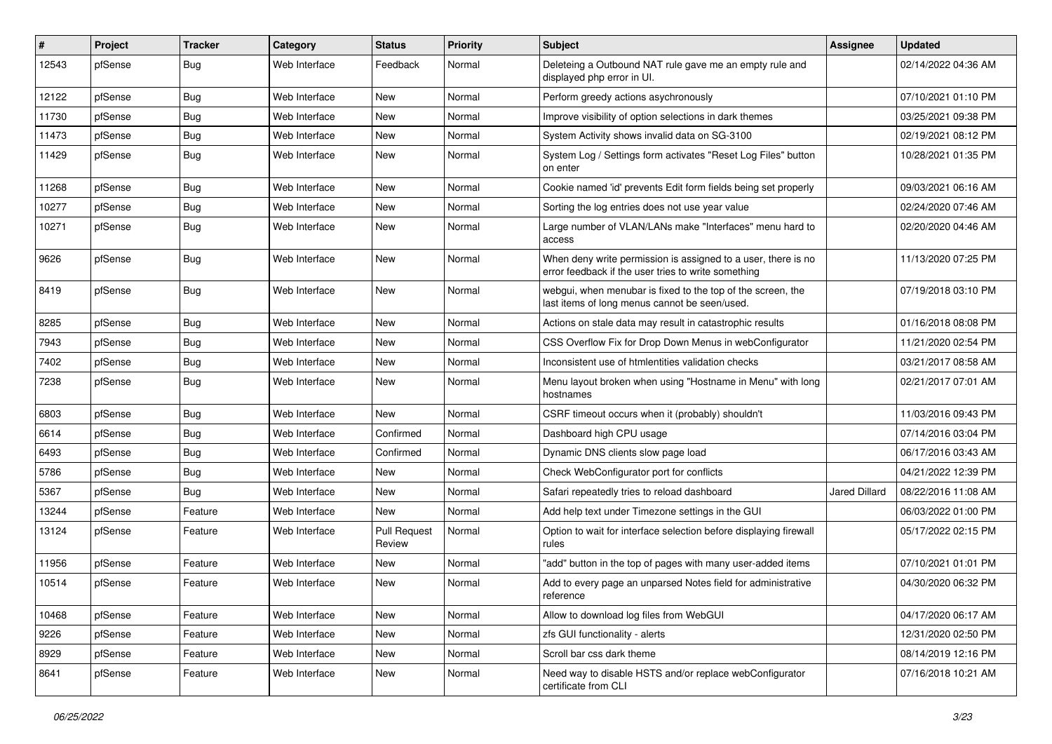| # | Project | Tracker | Category | Status | Priority | Subject | Assignee | Updated |
|---|---|---|---|---|---|---|---|---|
| 12543 | pfSense | Bug | Web Interface | Feedback | Normal | Deleteing a Outbound NAT rule gave me an empty rule and displayed php error in UI. | | 02/14/2022 04:36 AM |
| 12122 | pfSense | Bug | Web Interface | New | Normal | Perform greedy actions asychronously | | 07/10/2021 01:10 PM |
| 11730 | pfSense | Bug | Web Interface | New | Normal | Improve visibility of option selections in dark themes | | 03/25/2021 09:38 PM |
| 11473 | pfSense | Bug | Web Interface | New | Normal | System Activity shows invalid data on SG-3100 | | 02/19/2021 08:12 PM |
| 11429 | pfSense | Bug | Web Interface | New | Normal | System Log / Settings form activates "Reset Log Files" button on enter | | 10/28/2021 01:35 PM |
| 11268 | pfSense | Bug | Web Interface | New | Normal | Cookie named 'id' prevents Edit form fields being set properly | | 09/03/2021 06:16 AM |
| 10277 | pfSense | Bug | Web Interface | New | Normal | Sorting the log entries does not use year value | | 02/24/2020 07:46 AM |
| 10271 | pfSense | Bug | Web Interface | New | Normal | Large number of VLAN/LANs make "Interfaces" menu hard to access | | 02/20/2020 04:46 AM |
| 9626 | pfSense | Bug | Web Interface | New | Normal | When deny write permission is assigned to a user, there is no error feedback if the user tries to write something | | 11/13/2020 07:25 PM |
| 8419 | pfSense | Bug | Web Interface | New | Normal | webgui, when menubar is fixed to the top of the screen, the last items of long menus cannot be seen/used. | | 07/19/2018 03:10 PM |
| 8285 | pfSense | Bug | Web Interface | New | Normal | Actions on stale data may result in catastrophic results | | 01/16/2018 08:08 PM |
| 7943 | pfSense | Bug | Web Interface | New | Normal | CSS Overflow Fix for Drop Down Menus in webConfigurator | | 11/21/2020 02:54 PM |
| 7402 | pfSense | Bug | Web Interface | New | Normal | Inconsistent use of htmlentities validation checks | | 03/21/2017 08:58 AM |
| 7238 | pfSense | Bug | Web Interface | New | Normal | Menu layout broken when using "Hostname in Menu" with long hostnames | | 02/21/2017 07:01 AM |
| 6803 | pfSense | Bug | Web Interface | New | Normal | CSRF timeout occurs when it (probably) shouldn't | | 11/03/2016 09:43 PM |
| 6614 | pfSense | Bug | Web Interface | Confirmed | Normal | Dashboard high CPU usage | | 07/14/2016 03:04 PM |
| 6493 | pfSense | Bug | Web Interface | Confirmed | Normal | Dynamic DNS clients slow page load | | 06/17/2016 03:43 AM |
| 5786 | pfSense | Bug | Web Interface | New | Normal | Check WebConfigurator port for conflicts | | 04/21/2022 12:39 PM |
| 5367 | pfSense | Bug | Web Interface | New | Normal | Safari repeatedly tries to reload dashboard | Jared Dillard | 08/22/2016 11:08 AM |
| 13244 | pfSense | Feature | Web Interface | New | Normal | Add help text under Timezone settings in the GUI | | 06/03/2022 01:00 PM |
| 13124 | pfSense | Feature | Web Interface | Pull Request Review | Normal | Option to wait for interface selection before displaying firewall rules | | 05/17/2022 02:15 PM |
| 11956 | pfSense | Feature | Web Interface | New | Normal | "add" button in the top of pages with many user-added items | | 07/10/2021 01:01 PM |
| 10514 | pfSense | Feature | Web Interface | New | Normal | Add to every page an unparsed Notes field for administrative reference | | 04/30/2020 06:32 PM |
| 10468 | pfSense | Feature | Web Interface | New | Normal | Allow to download log files from WebGUI | | 04/17/2020 06:17 AM |
| 9226 | pfSense | Feature | Web Interface | New | Normal | zfs GUI functionality - alerts | | 12/31/2020 02:50 PM |
| 8929 | pfSense | Feature | Web Interface | New | Normal | Scroll bar css dark theme | | 08/14/2019 12:16 PM |
| 8641 | pfSense | Feature | Web Interface | New | Normal | Need way to disable HSTS and/or replace webConfigurator certificate from CLI | | 07/16/2018 10:21 AM |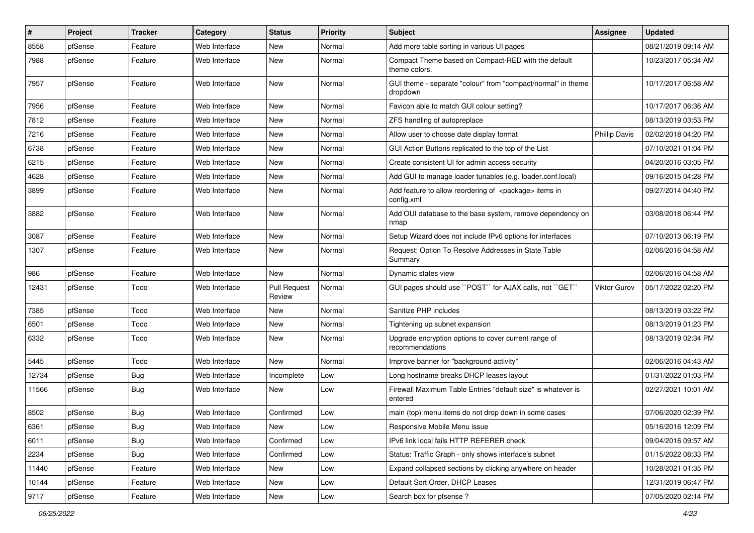| # | Project | Tracker | Category | Status | Priority | Subject | Assignee | Updated |
|---|---|---|---|---|---|---|---|---|
| 8558 | pfSense | Feature | Web Interface | New | Normal | Add more table sorting in various UI pages | | 08/21/2019 09:14 AM |
| 7988 | pfSense | Feature | Web Interface | New | Normal | Compact Theme based on Compact-RED with the default theme colors. | | 10/23/2017 05:34 AM |
| 7957 | pfSense | Feature | Web Interface | New | Normal | GUI theme - separate "colour" from "compact/normal" in theme dropdown | | 10/17/2017 06:58 AM |
| 7956 | pfSense | Feature | Web Interface | New | Normal | Favicon able to match GUI colour setting? | | 10/17/2017 06:36 AM |
| 7812 | pfSense | Feature | Web Interface | New | Normal | ZFS handling of autopreplace | | 08/13/2019 03:53 PM |
| 7216 | pfSense | Feature | Web Interface | New | Normal | Allow user to choose date display format | Phillip Davis | 02/02/2018 04:20 PM |
| 6738 | pfSense | Feature | Web Interface | New | Normal | GUI Action Buttons replicated to the top of the List | | 07/10/2021 01:04 PM |
| 6215 | pfSense | Feature | Web Interface | New | Normal | Create consistent UI for admin access security | | 04/20/2016 03:05 PM |
| 4628 | pfSense | Feature | Web Interface | New | Normal | Add GUI to manage loader tunables (e.g. loader.conf.local) | | 09/16/2015 04:28 PM |
| 3899 | pfSense | Feature | Web Interface | New | Normal | Add feature to allow reordering of <package> items in config.xml | | 09/27/2014 04:40 PM |
| 3882 | pfSense | Feature | Web Interface | New | Normal | Add OUI database to the base system, remove dependency on nmap | | 03/08/2018 06:44 PM |
| 3087 | pfSense | Feature | Web Interface | New | Normal | Setup Wizard does not include IPv6 options for interfaces | | 07/10/2013 06:19 PM |
| 1307 | pfSense | Feature | Web Interface | New | Normal | Request: Option To Resolve Addresses in State Table Summary | | 02/06/2016 04:58 AM |
| 986 | pfSense | Feature | Web Interface | New | Normal | Dynamic states view | | 02/06/2016 04:58 AM |
| 12431 | pfSense | Todo | Web Interface | Pull Request Review | Normal | GUI pages should use ``POST`` for AJAX calls, not ``GET`` | Viktor Gurov | 05/17/2022 02:20 PM |
| 7385 | pfSense | Todo | Web Interface | New | Normal | Sanitize PHP includes | | 08/13/2019 03:22 PM |
| 6501 | pfSense | Todo | Web Interface | New | Normal | Tightening up subnet expansion | | 08/13/2019 01:23 PM |
| 6332 | pfSense | Todo | Web Interface | New | Normal | Upgrade encryption options to cover current range of recommendations | | 08/13/2019 02:34 PM |
| 5445 | pfSense | Todo | Web Interface | New | Normal | Improve banner for "background activity" | | 02/06/2016 04:43 AM |
| 12734 | pfSense | Bug | Web Interface | Incomplete | Low | Long hostname breaks DHCP leases layout | | 01/31/2022 01:03 PM |
| 11566 | pfSense | Bug | Web Interface | New | Low | Firewall Maximum Table Entries "default size" is whatever is entered | | 02/27/2021 10:01 AM |
| 8502 | pfSense | Bug | Web Interface | Confirmed | Low | main (top) menu items do not drop down in some cases | | 07/06/2020 02:39 PM |
| 6361 | pfSense | Bug | Web Interface | New | Low | Responsive Mobile Menu issue | | 05/16/2016 12:09 PM |
| 6011 | pfSense | Bug | Web Interface | Confirmed | Low | IPv6 link local fails HTTP REFERER check | | 09/04/2016 09:57 AM |
| 2234 | pfSense | Bug | Web Interface | Confirmed | Low | Status: Traffic Graph - only shows interface's subnet | | 01/15/2022 08:33 PM |
| 11440 | pfSense | Feature | Web Interface | New | Low | Expand collapsed sections by clicking anywhere on header | | 10/28/2021 01:35 PM |
| 10144 | pfSense | Feature | Web Interface | New | Low | Default Sort Order, DHCP Leases | | 12/31/2019 06:47 PM |
| 9717 | pfSense | Feature | Web Interface | New | Low | Search box for pfsense ? | | 07/05/2020 02:14 PM |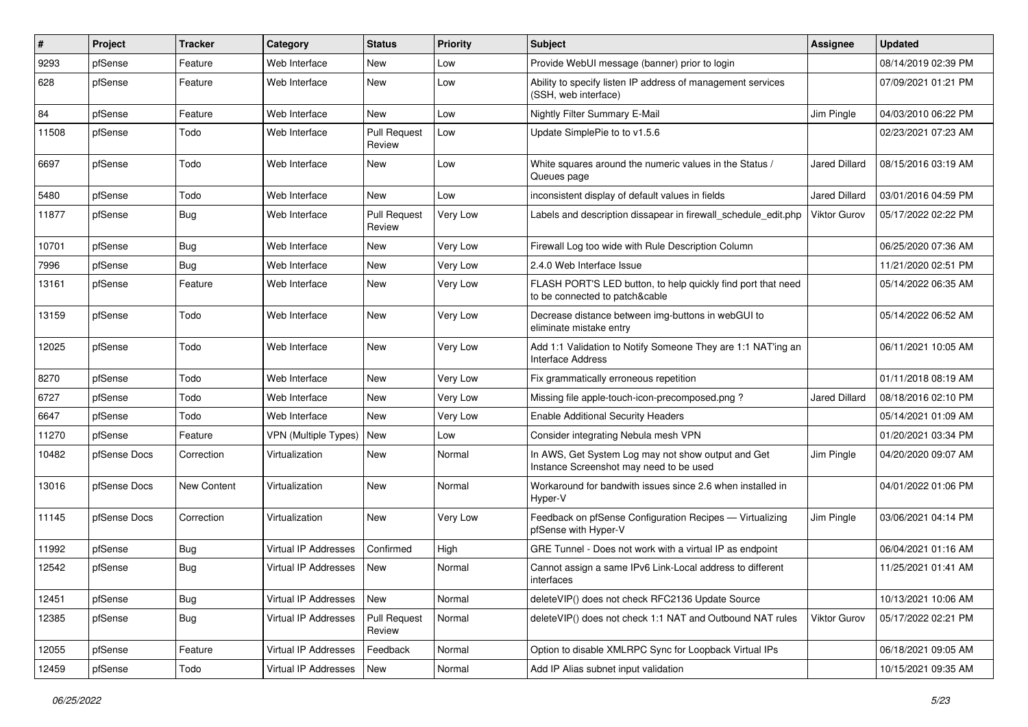| # | Project | Tracker | Category | Status | Priority | Subject | Assignee | Updated |
|---|---|---|---|---|---|---|---|---|
| 9293 | pfSense | Feature | Web Interface | New | Low | Provide WebUI message (banner) prior to login | | 08/14/2019 02:39 PM |
| 628 | pfSense | Feature | Web Interface | New | Low | Ability to specify listen IP address of management services (SSH, web interface) | | 07/09/2021 01:21 PM |
| 84 | pfSense | Feature | Web Interface | New | Low | Nightly Filter Summary E-Mail | Jim Pingle | 04/03/2010 06:22 PM |
| 11508 | pfSense | Todo | Web Interface | Pull Request Review | Low | Update SimplePie to to v1.5.6 | | 02/23/2021 07:23 AM |
| 6697 | pfSense | Todo | Web Interface | New | Low | White squares around the numeric values in the Status / Queues page | Jared Dillard | 08/15/2016 03:19 AM |
| 5480 | pfSense | Todo | Web Interface | New | Low | inconsistent display of default values in fields | Jared Dillard | 03/01/2016 04:59 PM |
| 11877 | pfSense | Bug | Web Interface | Pull Request Review | Very Low | Labels and description dissapear in firewall_schedule_edit.php | Viktor Gurov | 05/17/2022 02:22 PM |
| 10701 | pfSense | Bug | Web Interface | New | Very Low | Firewall Log too wide with Rule Description Column | | 06/25/2020 07:36 AM |
| 7996 | pfSense | Bug | Web Interface | New | Very Low | 2.4.0 Web Interface Issue | | 11/21/2020 02:51 PM |
| 13161 | pfSense | Feature | Web Interface | New | Very Low | FLASH PORT'S LED button, to help quickly find port that need to be connected to patch&cable | | 05/14/2022 06:35 AM |
| 13159 | pfSense | Todo | Web Interface | New | Very Low | Decrease distance between img-buttons in webGUI to eliminate mistake entry | | 05/14/2022 06:52 AM |
| 12025 | pfSense | Todo | Web Interface | New | Very Low | Add 1:1 Validation to Notify Someone They are 1:1 NAT'ing an Interface Address | | 06/11/2021 10:05 AM |
| 8270 | pfSense | Todo | Web Interface | New | Very Low | Fix grammatically erroneous repetition | | 01/11/2018 08:19 AM |
| 6727 | pfSense | Todo | Web Interface | New | Very Low | Missing file apple-touch-icon-precomposed.png ? | Jared Dillard | 08/18/2016 02:10 PM |
| 6647 | pfSense | Todo | Web Interface | New | Very Low | Enable Additional Security Headers | | 05/14/2021 01:09 AM |
| 11270 | pfSense | Feature | VPN (Multiple Types) | New | Low | Consider integrating Nebula mesh VPN | | 01/20/2021 03:34 PM |
| 10482 | pfSense Docs | Correction | Virtualization | New | Normal | In AWS, Get System Log may not show output and Get Instance Screenshot may need to be used | Jim Pingle | 04/20/2020 09:07 AM |
| 13016 | pfSense Docs | New Content | Virtualization | New | Normal | Workaround for bandwith issues since 2.6 when installed in Hyper-V | | 04/01/2022 01:06 PM |
| 11145 | pfSense Docs | Correction | Virtualization | New | Very Low | Feedback on pfSense Configuration Recipes — Virtualizing pfSense with Hyper-V | Jim Pingle | 03/06/2021 04:14 PM |
| 11992 | pfSense | Bug | Virtual IP Addresses | Confirmed | High | GRE Tunnel - Does not work with a virtual IP as endpoint | | 06/04/2021 01:16 AM |
| 12542 | pfSense | Bug | Virtual IP Addresses | New | Normal | Cannot assign a same IPv6 Link-Local address to different interfaces | | 11/25/2021 01:41 AM |
| 12451 | pfSense | Bug | Virtual IP Addresses | New | Normal | deleteVIP() does not check RFC2136 Update Source | | 10/13/2021 10:06 AM |
| 12385 | pfSense | Bug | Virtual IP Addresses | Pull Request Review | Normal | deleteVIP() does not check 1:1 NAT and Outbound NAT rules | Viktor Gurov | 05/17/2022 02:21 PM |
| 12055 | pfSense | Feature | Virtual IP Addresses | Feedback | Normal | Option to disable XMLRPC Sync for Loopback Virtual IPs | | 06/18/2021 09:05 AM |
| 12459 | pfSense | Todo | Virtual IP Addresses | New | Normal | Add IP Alias subnet input validation | | 10/15/2021 09:35 AM |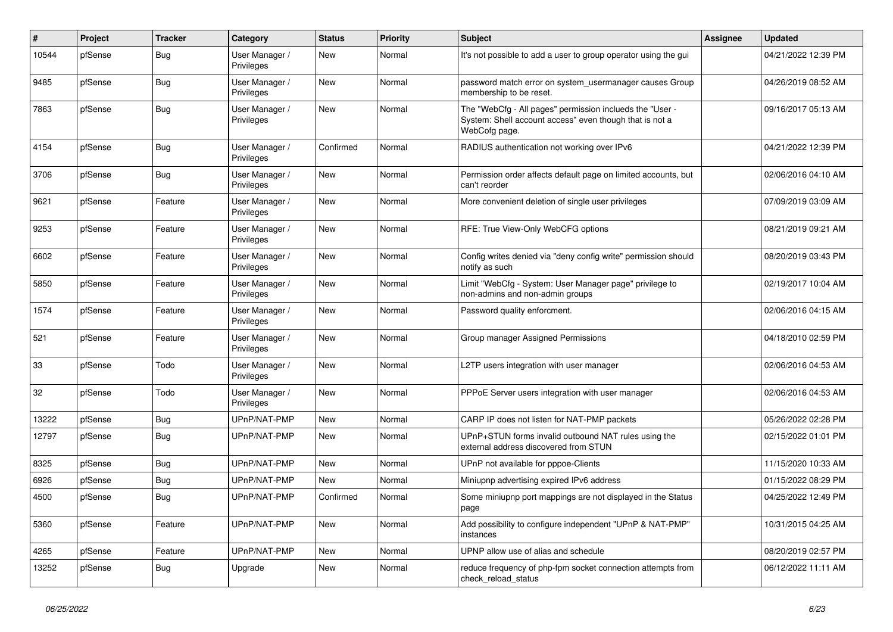| # | Project | Tracker | Category | Status | Priority | Subject | Assignee | Updated |
|---|---|---|---|---|---|---|---|---|
| 10544 | pfSense | Bug | User Manager / Privileges | New | Normal | It's not possible to add a user to group operator using the gui | | 04/21/2022 12:39 PM |
| 9485 | pfSense | Bug | User Manager / Privileges | New | Normal | password match error on system_usermanager causes Group membership to be reset. | | 04/26/2019 08:52 AM |
| 7863 | pfSense | Bug | User Manager / Privileges | New | Normal | The "WebCfg - All pages" permission inclueds the "User - System: Shell account access" even though that is not a WebCofg page. | | 09/16/2017 05:13 AM |
| 4154 | pfSense | Bug | User Manager / Privileges | Confirmed | Normal | RADIUS authentication not working over IPv6 | | 04/21/2022 12:39 PM |
| 3706 | pfSense | Bug | User Manager / Privileges | New | Normal | Permission order affects default page on limited accounts, but can't reorder | | 02/06/2016 04:10 AM |
| 9621 | pfSense | Feature | User Manager / Privileges | New | Normal | More convenient deletion of single user privileges | | 07/09/2019 03:09 AM |
| 9253 | pfSense | Feature | User Manager / Privileges | New | Normal | RFE: True View-Only WebCFG options | | 08/21/2019 09:21 AM |
| 6602 | pfSense | Feature | User Manager / Privileges | New | Normal | Config writes denied via "deny config write" permission should notify as such | | 08/20/2019 03:43 PM |
| 5850 | pfSense | Feature | User Manager / Privileges | New | Normal | Limit "WebCfg - System: User Manager page" privilege to non-admins and non-admin groups | | 02/19/2017 10:04 AM |
| 1574 | pfSense | Feature | User Manager / Privileges | New | Normal | Password quality enforcment. | | 02/06/2016 04:15 AM |
| 521 | pfSense | Feature | User Manager / Privileges | New | Normal | Group manager Assigned Permissions | | 04/18/2010 02:59 PM |
| 33 | pfSense | Todo | User Manager / Privileges | New | Normal | L2TP users integration with user manager | | 02/06/2016 04:53 AM |
| 32 | pfSense | Todo | User Manager / Privileges | New | Normal | PPPoE Server users integration with user manager | | 02/06/2016 04:53 AM |
| 13222 | pfSense | Bug | UPnP/NAT-PMP | New | Normal | CARP IP does not listen for NAT-PMP packets | | 05/26/2022 02:28 PM |
| 12797 | pfSense | Bug | UPnP/NAT-PMP | New | Normal | UPnP+STUN forms invalid outbound NAT rules using the external address discovered from STUN | | 02/15/2022 01:01 PM |
| 8325 | pfSense | Bug | UPnP/NAT-PMP | New | Normal | UPnP not available for pppoe-Clients | | 11/15/2020 10:33 AM |
| 6926 | pfSense | Bug | UPnP/NAT-PMP | New | Normal | Miniupnp advertising expired IPv6 address | | 01/15/2022 08:29 PM |
| 4500 | pfSense | Bug | UPnP/NAT-PMP | Confirmed | Normal | Some miniupnp port mappings are not displayed in the Status page | | 04/25/2022 12:49 PM |
| 5360 | pfSense | Feature | UPnP/NAT-PMP | New | Normal | Add possibility to configure independent "UPnP & NAT-PMP" instances | | 10/31/2015 04:25 AM |
| 4265 | pfSense | Feature | UPnP/NAT-PMP | New | Normal | UPNP allow use of alias and schedule | | 08/20/2019 02:57 PM |
| 13252 | pfSense | Bug | Upgrade | New | Normal | reduce frequency of php-fpm socket connection attempts from check_reload_status | | 06/12/2022 11:11 AM |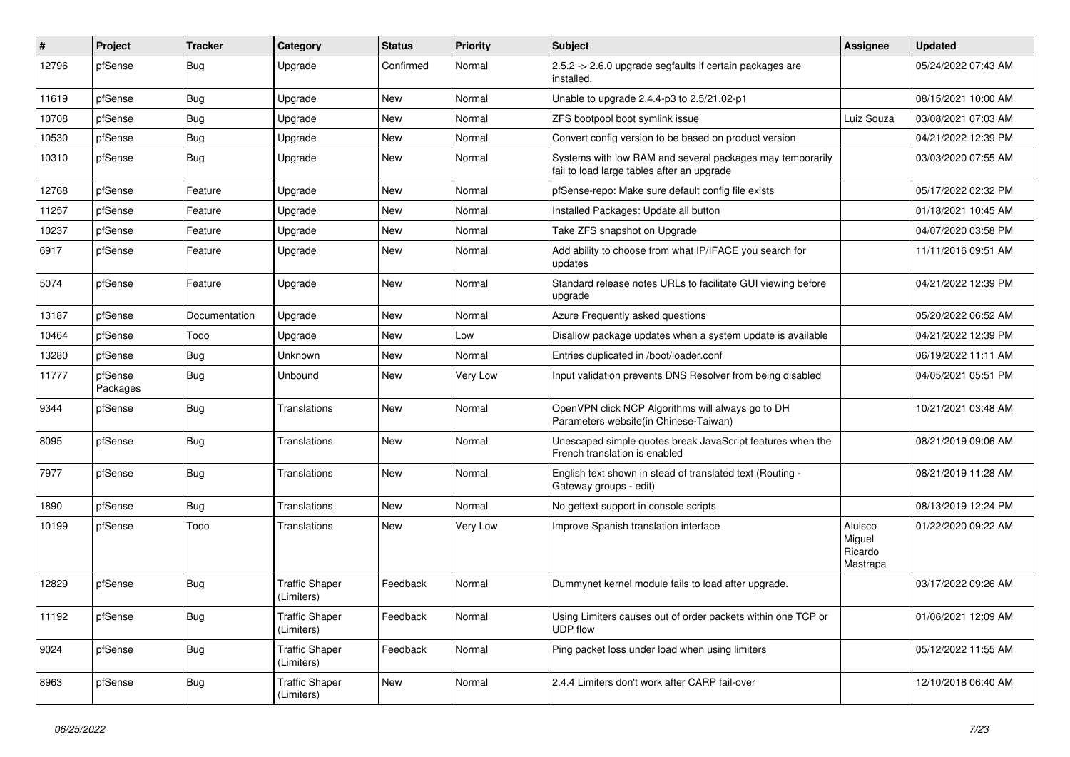| # | Project | Tracker | Category | Status | Priority | Subject | Assignee | Updated |
|---|---|---|---|---|---|---|---|---|
| 12796 | pfSense | Bug | Upgrade | Confirmed | Normal | 2.5.2 -> 2.6.0 upgrade segfaults if certain packages are installed. | | 05/24/2022 07:43 AM |
| 11619 | pfSense | Bug | Upgrade | New | Normal | Unable to upgrade 2.4.4-p3 to 2.5/21.02-p1 | | 08/15/2021 10:00 AM |
| 10708 | pfSense | Bug | Upgrade | New | Normal | ZFS bootpool boot symlink issue | Luiz Souza | 03/08/2021 07:03 AM |
| 10530 | pfSense | Bug | Upgrade | New | Normal | Convert config version to be based on product version | | 04/21/2022 12:39 PM |
| 10310 | pfSense | Bug | Upgrade | New | Normal | Systems with low RAM and several packages may temporarily fail to load large tables after an upgrade | | 03/03/2020 07:55 AM |
| 12768 | pfSense | Feature | Upgrade | New | Normal | pfSense-repo: Make sure default config file exists | | 05/17/2022 02:32 PM |
| 11257 | pfSense | Feature | Upgrade | New | Normal | Installed Packages: Update all button | | 01/18/2021 10:45 AM |
| 10237 | pfSense | Feature | Upgrade | New | Normal | Take ZFS snapshot on Upgrade | | 04/07/2020 03:58 PM |
| 6917 | pfSense | Feature | Upgrade | New | Normal | Add ability to choose from what IP/IFACE you search for updates | | 11/11/2016 09:51 AM |
| 5074 | pfSense | Feature | Upgrade | New | Normal | Standard release notes URLs to facilitate GUI viewing before upgrade | | 04/21/2022 12:39 PM |
| 13187 | pfSense | Documentation | Upgrade | New | Normal | Azure Frequently asked questions | | 05/20/2022 06:52 AM |
| 10464 | pfSense | Todo | Upgrade | New | Low | Disallow package updates when a system update is available | | 04/21/2022 12:39 PM |
| 13280 | pfSense | Bug | Unknown | New | Normal | Entries duplicated in /boot/loader.conf | | 06/19/2022 11:11 AM |
| 11777 | pfSense Packages | Bug | Unbound | New | Very Low | Input validation prevents DNS Resolver from being disabled | | 04/05/2021 05:51 PM |
| 9344 | pfSense | Bug | Translations | New | Normal | OpenVPN click NCP Algorithms will always go to DH Parameters website(in Chinese-Taiwan) | | 10/21/2021 03:48 AM |
| 8095 | pfSense | Bug | Translations | New | Normal | Unescaped simple quotes break JavaScript features when the French translation is enabled | | 08/21/2019 09:06 AM |
| 7977 | pfSense | Bug | Translations | New | Normal | English text shown in stead of translated text (Routing - Gateway groups - edit) | | 08/21/2019 11:28 AM |
| 1890 | pfSense | Bug | Translations | New | Normal | No gettext support in console scripts | | 08/13/2019 12:24 PM |
| 10199 | pfSense | Todo | Translations | New | Very Low | Improve Spanish translation interface | Aluisco Miguel Ricardo Mastrapa | 01/22/2020 09:22 AM |
| 12829 | pfSense | Bug | Traffic Shaper (Limiters) | Feedback | Normal | Dummynet kernel module fails to load after upgrade. | | 03/17/2022 09:26 AM |
| 11192 | pfSense | Bug | Traffic Shaper (Limiters) | Feedback | Normal | Using Limiters causes out of order packets within one TCP or UDP flow | | 01/06/2021 12:09 AM |
| 9024 | pfSense | Bug | Traffic Shaper (Limiters) | Feedback | Normal | Ping packet loss under load when using limiters | | 05/12/2022 11:55 AM |
| 8963 | pfSense | Bug | Traffic Shaper (Limiters) | New | Normal | 2.4.4 Limiters don't work after CARP fail-over | | 12/10/2018 06:40 AM |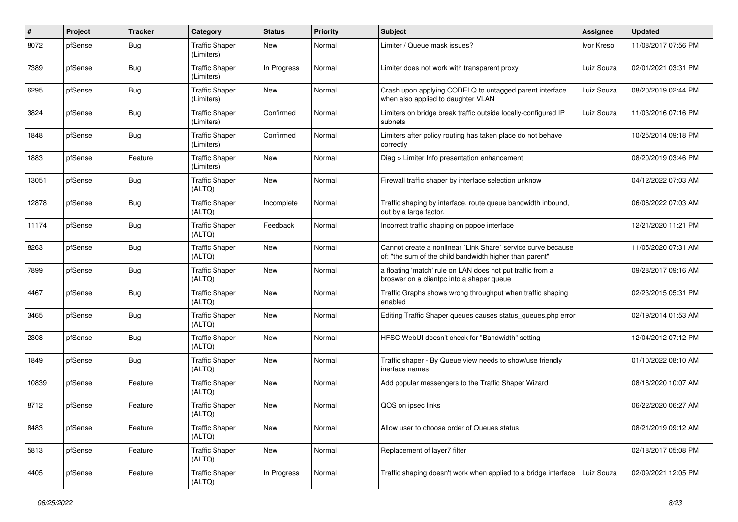| # | Project | Tracker | Category | Status | Priority | Subject | Assignee | Updated |
|---|---|---|---|---|---|---|---|---|
| 8072 | pfSense | Bug | Traffic Shaper (Limiters) | New | Normal | Limiter / Queue mask issues? | Ivor Kreso | 11/08/2017 07:56 PM |
| 7389 | pfSense | Bug | Traffic Shaper (Limiters) | In Progress | Normal | Limiter does not work with transparent proxy | Luiz Souza | 02/01/2021 03:31 PM |
| 6295 | pfSense | Bug | Traffic Shaper (Limiters) | New | Normal | Crash upon applying CODELQ to untagged parent interface when also applied to daughter VLAN | Luiz Souza | 08/20/2019 02:44 PM |
| 3824 | pfSense | Bug | Traffic Shaper (Limiters) | Confirmed | Normal | Limiters on bridge break traffic outside locally-configured IP subnets | Luiz Souza | 11/03/2016 07:16 PM |
| 1848 | pfSense | Bug | Traffic Shaper (Limiters) | Confirmed | Normal | Limiters after policy routing has taken place do not behave correctly | | 10/25/2014 09:18 PM |
| 1883 | pfSense | Feature | Traffic Shaper (Limiters) | New | Normal | Diag > Limiter Info presentation enhancement | | 08/20/2019 03:46 PM |
| 13051 | pfSense | Bug | Traffic Shaper (ALTQ) | New | Normal | Firewall traffic shaper by interface selection unknow | | 04/12/2022 07:03 AM |
| 12878 | pfSense | Bug | Traffic Shaper (ALTQ) | Incomplete | Normal | Traffic shaping by interface, route queue bandwidth inbound, out by a large factor. | | 06/06/2022 07:03 AM |
| 11174 | pfSense | Bug | Traffic Shaper (ALTQ) | Feedback | Normal | Incorrect traffic shaping on pppoe interface | | 12/21/2020 11:21 PM |
| 8263 | pfSense | Bug | Traffic Shaper (ALTQ) | New | Normal | Cannot create a nonlinear `Link Share` service curve because of: "the sum of the child bandwidth higher than parent" | | 11/05/2020 07:31 AM |
| 7899 | pfSense | Bug | Traffic Shaper (ALTQ) | New | Normal | a floating 'match' rule on LAN does not put traffic from a broswer on a clientpc into a shaper queue | | 09/28/2017 09:16 AM |
| 4467 | pfSense | Bug | Traffic Shaper (ALTQ) | New | Normal | Traffic Graphs shows wrong throughput when traffic shaping enabled | | 02/23/2015 05:31 PM |
| 3465 | pfSense | Bug | Traffic Shaper (ALTQ) | New | Normal | Editing Traffic Shaper queues causes status_queues.php error | | 02/19/2014 01:53 AM |
| 2308 | pfSense | Bug | Traffic Shaper (ALTQ) | New | Normal | HFSC WebUI doesn't check for "Bandwidth" setting | | 12/04/2012 07:12 PM |
| 1849 | pfSense | Bug | Traffic Shaper (ALTQ) | New | Normal | Traffic shaper - By Queue view needs to show/use friendly inerface names | | 01/10/2022 08:10 AM |
| 10839 | pfSense | Feature | Traffic Shaper (ALTQ) | New | Normal | Add popular messengers to the Traffic Shaper Wizard | | 08/18/2020 10:07 AM |
| 8712 | pfSense | Feature | Traffic Shaper (ALTQ) | New | Normal | QOS on ipsec links | | 06/22/2020 06:27 AM |
| 8483 | pfSense | Feature | Traffic Shaper (ALTQ) | New | Normal | Allow user to choose order of Queues status | | 08/21/2019 09:12 AM |
| 5813 | pfSense | Feature | Traffic Shaper (ALTQ) | New | Normal | Replacement of layer7 filter | | 02/18/2017 05:08 PM |
| 4405 | pfSense | Feature | Traffic Shaper (ALTQ) | In Progress | Normal | Traffic shaping doesn't work when applied to a bridge interface | Luiz Souza | 02/09/2021 12:05 PM |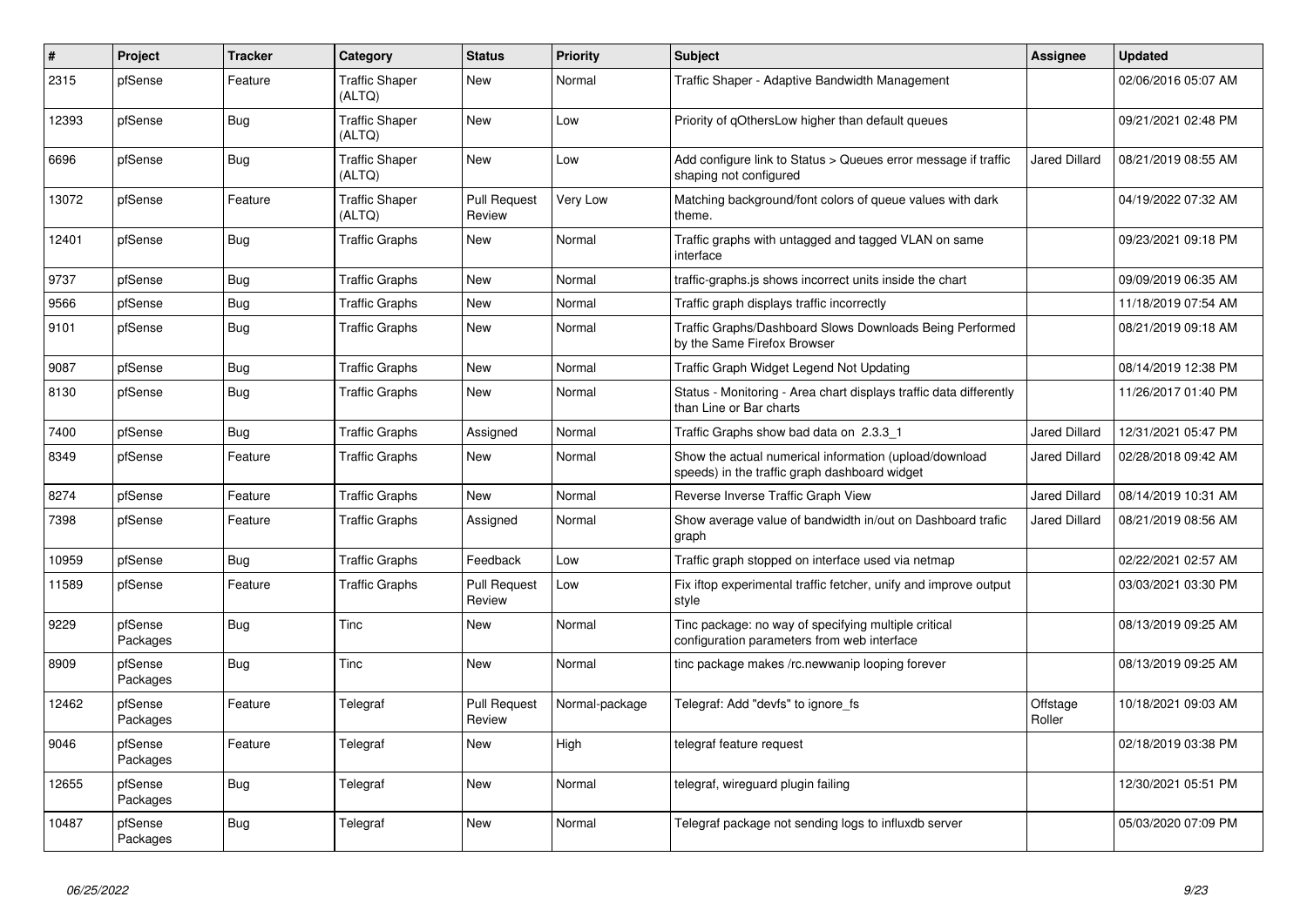| # | Project | Tracker | Category | Status | Priority | Subject | Assignee | Updated |
|---|---|---|---|---|---|---|---|---|
| 2315 | pfSense | Feature | Traffic Shaper (ALTQ) | New | Normal | Traffic Shaper - Adaptive Bandwidth Management | | 02/06/2016 05:07 AM |
| 12393 | pfSense | Bug | Traffic Shaper (ALTQ) | New | Low | Priority of qOthersLow higher than default queues | | 09/21/2021 02:48 PM |
| 6696 | pfSense | Bug | Traffic Shaper (ALTQ) | New | Low | Add configure link to Status > Queues error message if traffic shaping not configured | Jared Dillard | 08/21/2019 08:55 AM |
| 13072 | pfSense | Feature | Traffic Shaper (ALTQ) | Pull Request Review | Very Low | Matching background/font colors of queue values with dark theme. | | 04/19/2022 07:32 AM |
| 12401 | pfSense | Bug | Traffic Graphs | New | Normal | Traffic graphs with untagged and tagged VLAN on same interface | | 09/23/2021 09:18 PM |
| 9737 | pfSense | Bug | Traffic Graphs | New | Normal | traffic-graphs.js shows incorrect units inside the chart | | 09/09/2019 06:35 AM |
| 9566 | pfSense | Bug | Traffic Graphs | New | Normal | Traffic graph displays traffic incorrectly | | 11/18/2019 07:54 AM |
| 9101 | pfSense | Bug | Traffic Graphs | New | Normal | Traffic Graphs/Dashboard Slows Downloads Being Performed by the Same Firefox Browser | | 08/21/2019 09:18 AM |
| 9087 | pfSense | Bug | Traffic Graphs | New | Normal | Traffic Graph Widget Legend Not Updating | | 08/14/2019 12:38 PM |
| 8130 | pfSense | Bug | Traffic Graphs | New | Normal | Status - Monitoring - Area chart displays traffic data differently than Line or Bar charts | | 11/26/2017 01:40 PM |
| 7400 | pfSense | Bug | Traffic Graphs | Assigned | Normal | Traffic Graphs show bad data on 2.3.3_1 | Jared Dillard | 12/31/2021 05:47 PM |
| 8349 | pfSense | Feature | Traffic Graphs | New | Normal | Show the actual numerical information (upload/download speeds) in the traffic graph dashboard widget | Jared Dillard | 02/28/2018 09:42 AM |
| 8274 | pfSense | Feature | Traffic Graphs | New | Normal | Reverse Inverse Traffic Graph View | Jared Dillard | 08/14/2019 10:31 AM |
| 7398 | pfSense | Feature | Traffic Graphs | Assigned | Normal | Show average value of bandwidth in/out on Dashboard trafic graph | Jared Dillard | 08/21/2019 08:56 AM |
| 10959 | pfSense | Bug | Traffic Graphs | Feedback | Low | Traffic graph stopped on interface used via netmap | | 02/22/2021 02:57 AM |
| 11589 | pfSense | Feature | Traffic Graphs | Pull Request Review | Low | Fix iftop experimental traffic fetcher, unify and improve output style | | 03/03/2021 03:30 PM |
| 9229 | pfSense Packages | Bug | Tinc | New | Normal | Tinc package: no way of specifying multiple critical configuration parameters from web interface | | 08/13/2019 09:25 AM |
| 8909 | pfSense Packages | Bug | Tinc | New | Normal | tinc package makes /rc.newwanip looping forever | | 08/13/2019 09:25 AM |
| 12462 | pfSense Packages | Feature | Telegraf | Pull Request Review | Normal-package | Telegraf: Add "devfs" to ignore_fs | Offstage Roller | 10/18/2021 09:03 AM |
| 9046 | pfSense Packages | Feature | Telegraf | New | High | telegraf feature request | | 02/18/2019 03:38 PM |
| 12655 | pfSense Packages | Bug | Telegraf | New | Normal | telegraf, wireguard plugin failing | | 12/30/2021 05:51 PM |
| 10487 | pfSense Packages | Bug | Telegraf | New | Normal | Telegraf package not sending logs to influxdb server | | 05/03/2020 07:09 PM |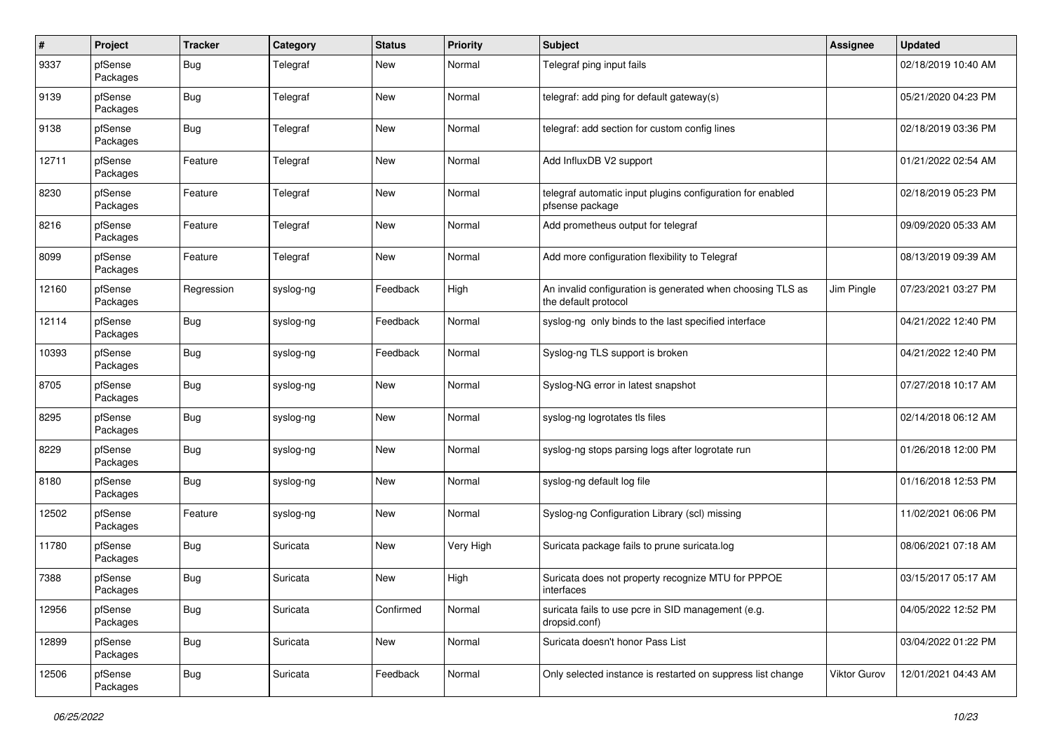| # | Project | Tracker | Category | Status | Priority | Subject | Assignee | Updated |
|---|---|---|---|---|---|---|---|---|
| 9337 | pfSense Packages | Bug | Telegraf | New | Normal | Telegraf ping input fails | | 02/18/2019 10:40 AM |
| 9139 | pfSense Packages | Bug | Telegraf | New | Normal | telegraf: add ping for default gateway(s) | | 05/21/2020 04:23 PM |
| 9138 | pfSense Packages | Bug | Telegraf | New | Normal | telegraf: add section for custom config lines | | 02/18/2019 03:36 PM |
| 12711 | pfSense Packages | Feature | Telegraf | New | Normal | Add InfluxDB V2 support | | 01/21/2022 02:54 AM |
| 8230 | pfSense Packages | Feature | Telegraf | New | Normal | telegraf automatic input plugins configuration for enabled pfsense package | | 02/18/2019 05:23 PM |
| 8216 | pfSense Packages | Feature | Telegraf | New | Normal | Add prometheus output for telegraf | | 09/09/2020 05:33 AM |
| 8099 | pfSense Packages | Feature | Telegraf | New | Normal | Add more configuration flexibility to Telegraf | | 08/13/2019 09:39 AM |
| 12160 | pfSense Packages | Regression | syslog-ng | Feedback | High | An invalid configuration is generated when choosing TLS as the default protocol | Jim Pingle | 07/23/2021 03:27 PM |
| 12114 | pfSense Packages | Bug | syslog-ng | Feedback | Normal | syslog-ng only binds to the last specified interface | | 04/21/2022 12:40 PM |
| 10393 | pfSense Packages | Bug | syslog-ng | Feedback | Normal | Syslog-ng TLS support is broken | | 04/21/2022 12:40 PM |
| 8705 | pfSense Packages | Bug | syslog-ng | New | Normal | Syslog-NG error in latest snapshot | | 07/27/2018 10:17 AM |
| 8295 | pfSense Packages | Bug | syslog-ng | New | Normal | syslog-ng logrotates tls files | | 02/14/2018 06:12 AM |
| 8229 | pfSense Packages | Bug | syslog-ng | New | Normal | syslog-ng stops parsing logs after logrotate run | | 01/26/2018 12:00 PM |
| 8180 | pfSense Packages | Bug | syslog-ng | New | Normal | syslog-ng default log file | | 01/16/2018 12:53 PM |
| 12502 | pfSense Packages | Feature | syslog-ng | New | Normal | Syslog-ng Configuration Library (scl) missing | | 11/02/2021 06:06 PM |
| 11780 | pfSense Packages | Bug | Suricata | New | Very High | Suricata package fails to prune suricata.log | | 08/06/2021 07:18 AM |
| 7388 | pfSense Packages | Bug | Suricata | New | High | Suricata does not property recognize MTU for PPPOE interfaces | | 03/15/2017 05:17 AM |
| 12956 | pfSense Packages | Bug | Suricata | Confirmed | Normal | suricata fails to use pcre in SID management (e.g. dropsid.conf) | | 04/05/2022 12:52 PM |
| 12899 | pfSense Packages | Bug | Suricata | New | Normal | Suricata doesn't honor Pass List | | 03/04/2022 01:22 PM |
| 12506 | pfSense Packages | Bug | Suricata | Feedback | Normal | Only selected instance is restarted on suppress list change | Viktor Gurov | 12/01/2021 04:43 AM |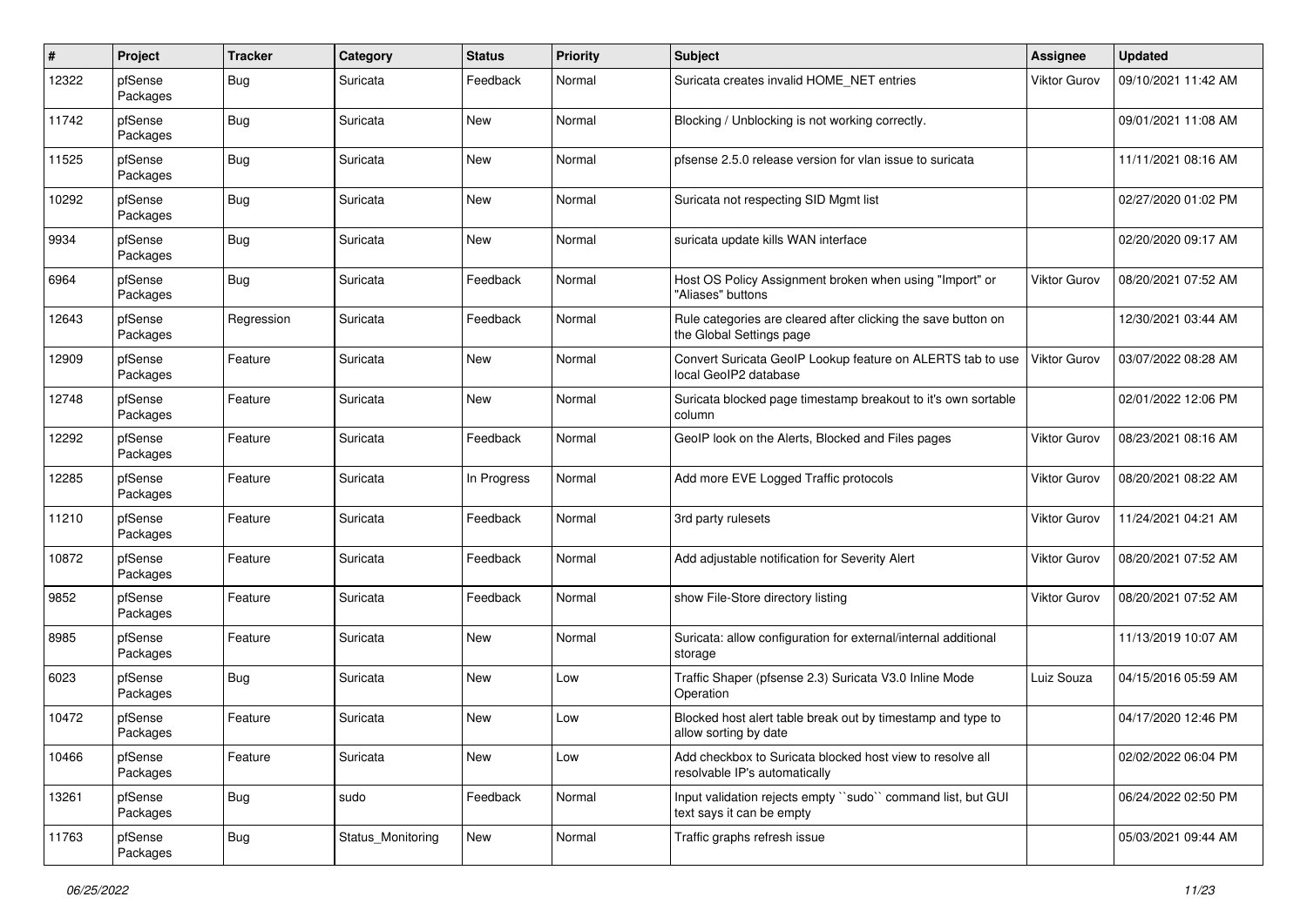| # | Project | Tracker | Category | Status | Priority | Subject | Assignee | Updated |
|---|---|---|---|---|---|---|---|---|
| 12322 | pfSense Packages | Bug | Suricata | Feedback | Normal | Suricata creates invalid HOME_NET entries | Viktor Gurov | 09/10/2021 11:42 AM |
| 11742 | pfSense Packages | Bug | Suricata | New | Normal | Blocking / Unblocking is not working correctly. | | 09/01/2021 11:08 AM |
| 11525 | pfSense Packages | Bug | Suricata | New | Normal | pfsense 2.5.0 release version for vlan issue to suricata | | 11/11/2021 08:16 AM |
| 10292 | pfSense Packages | Bug | Suricata | New | Normal | Suricata not respecting SID Mgmt list | | 02/27/2020 01:02 PM |
| 9934 | pfSense Packages | Bug | Suricata | New | Normal | suricata update kills WAN interface | | 02/20/2020 09:17 AM |
| 6964 | pfSense Packages | Bug | Suricata | Feedback | Normal | Host OS Policy Assignment broken when using "Import" or "Aliases" buttons | Viktor Gurov | 08/20/2021 07:52 AM |
| 12643 | pfSense Packages | Regression | Suricata | Feedback | Normal | Rule categories are cleared after clicking the save button on the Global Settings page | | 12/30/2021 03:44 AM |
| 12909 | pfSense Packages | Feature | Suricata | New | Normal | Convert Suricata GeoIP Lookup feature on ALERTS tab to use local GeoIP2 database | Viktor Gurov | 03/07/2022 08:28 AM |
| 12748 | pfSense Packages | Feature | Suricata | New | Normal | Suricata blocked page timestamp breakout to it's own sortable column | | 02/01/2022 12:06 PM |
| 12292 | pfSense Packages | Feature | Suricata | Feedback | Normal | GeoIP look on the Alerts, Blocked and Files pages | Viktor Gurov | 08/23/2021 08:16 AM |
| 12285 | pfSense Packages | Feature | Suricata | In Progress | Normal | Add more EVE Logged Traffic protocols | Viktor Gurov | 08/20/2021 08:22 AM |
| 11210 | pfSense Packages | Feature | Suricata | Feedback | Normal | 3rd party rulesets | Viktor Gurov | 11/24/2021 04:21 AM |
| 10872 | pfSense Packages | Feature | Suricata | Feedback | Normal | Add adjustable notification for Severity Alert | Viktor Gurov | 08/20/2021 07:52 AM |
| 9852 | pfSense Packages | Feature | Suricata | Feedback | Normal | show File-Store directory listing | Viktor Gurov | 08/20/2021 07:52 AM |
| 8985 | pfSense Packages | Feature | Suricata | New | Normal | Suricata: allow configuration for external/internal additional storage | | 11/13/2019 10:07 AM |
| 6023 | pfSense Packages | Bug | Suricata | New | Low | Traffic Shaper (pfsense 2.3) Suricata V3.0 Inline Mode Operation | Luiz Souza | 04/15/2016 05:59 AM |
| 10472 | pfSense Packages | Feature | Suricata | New | Low | Blocked host alert table break out by timestamp and type to allow sorting by date | | 04/17/2020 12:46 PM |
| 10466 | pfSense Packages | Feature | Suricata | New | Low | Add checkbox to Suricata blocked host view to resolve all resolvable IP's automatically | | 02/02/2022 06:04 PM |
| 13261 | pfSense Packages | Bug | sudo | Feedback | Normal | Input validation rejects empty ``sudo`` command list, but GUI text says it can be empty | | 06/24/2022 02:50 PM |
| 11763 | pfSense Packages | Bug | Status_Monitoring | New | Normal | Traffic graphs refresh issue | | 05/03/2021 09:44 AM |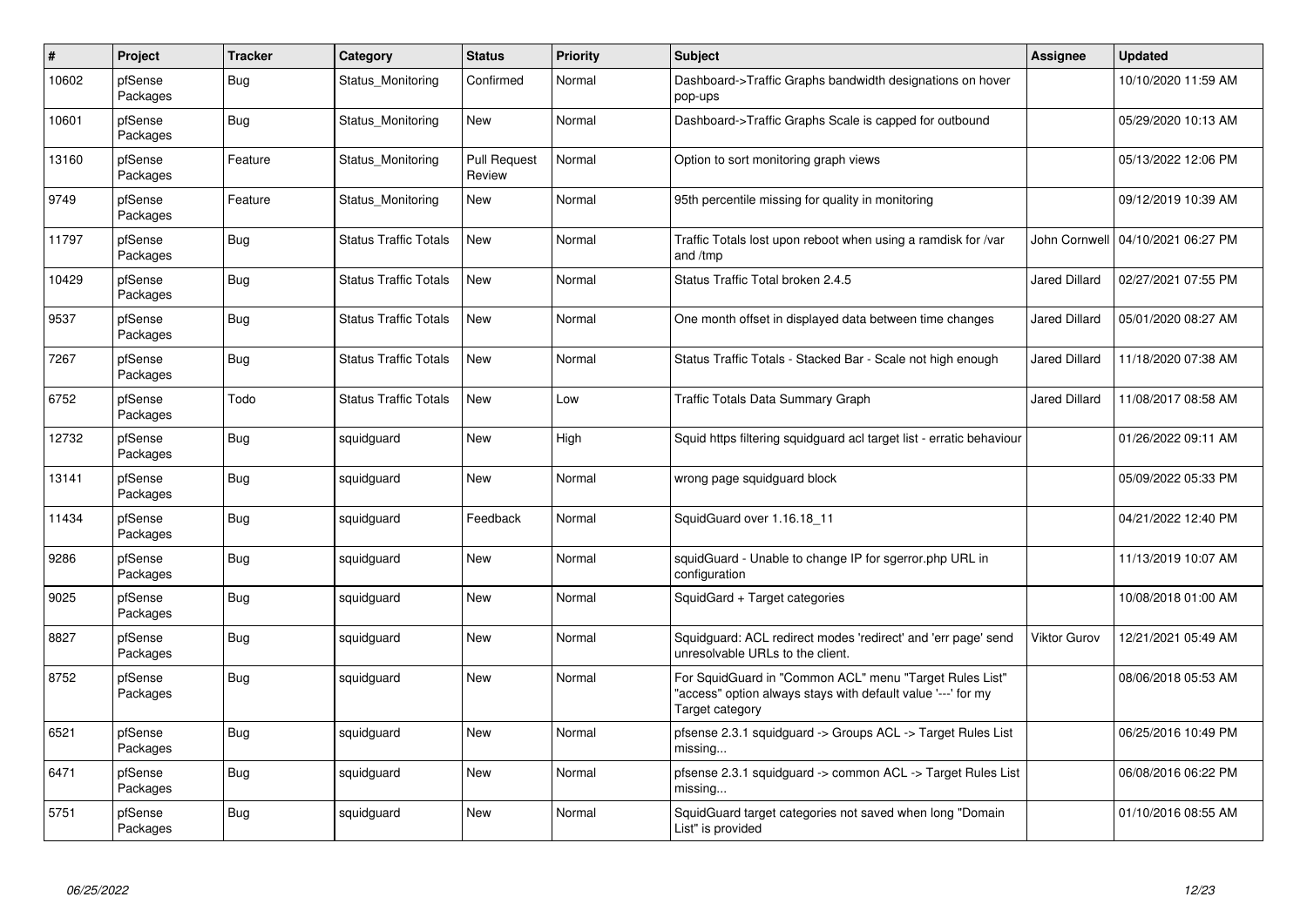| # | Project | Tracker | Category | Status | Priority | Subject | Assignee | Updated |
|---|---|---|---|---|---|---|---|---|
| 10602 | pfSense Packages | Bug | Status_Monitoring | Confirmed | Normal | Dashboard->Traffic Graphs bandwidth designations on hover pop-ups | | 10/10/2020 11:59 AM |
| 10601 | pfSense Packages | Bug | Status_Monitoring | New | Normal | Dashboard->Traffic Graphs Scale is capped for outbound | | 05/29/2020 10:13 AM |
| 13160 | pfSense Packages | Feature | Status_Monitoring | Pull Request Review | Normal | Option to sort monitoring graph views | | 05/13/2022 12:06 PM |
| 9749 | pfSense Packages | Feature | Status_Monitoring | New | Normal | 95th percentile missing for quality in monitoring | | 09/12/2019 10:39 AM |
| 11797 | pfSense Packages | Bug | Status Traffic Totals | New | Normal | Traffic Totals lost upon reboot when using a ramdisk for /var and /tmp | John Cornwell | 04/10/2021 06:27 PM |
| 10429 | pfSense Packages | Bug | Status Traffic Totals | New | Normal | Status Traffic Total broken 2.4.5 | Jared Dillard | 02/27/2021 07:55 PM |
| 9537 | pfSense Packages | Bug | Status Traffic Totals | New | Normal | One month offset in displayed data between time changes | Jared Dillard | 05/01/2020 08:27 AM |
| 7267 | pfSense Packages | Bug | Status Traffic Totals | New | Normal | Status Traffic Totals - Stacked Bar - Scale not high enough | Jared Dillard | 11/18/2020 07:38 AM |
| 6752 | pfSense Packages | Todo | Status Traffic Totals | New | Low | Traffic Totals Data Summary Graph | Jared Dillard | 11/08/2017 08:58 AM |
| 12732 | pfSense Packages | Bug | squidguard | New | High | Squid https filtering squidguard acl target list - erratic behaviour | | 01/26/2022 09:11 AM |
| 13141 | pfSense Packages | Bug | squidguard | New | Normal | wrong page squidguard block | | 05/09/2022 05:33 PM |
| 11434 | pfSense Packages | Bug | squidguard | Feedback | Normal | SquidGuard over 1.16.18_11 | | 04/21/2022 12:40 PM |
| 9286 | pfSense Packages | Bug | squidguard | New | Normal | squidGuard - Unable to change IP for sgerror.php URL in configuration | | 11/13/2019 10:07 AM |
| 9025 | pfSense Packages | Bug | squidguard | New | Normal | SquidGard + Target categories | | 10/08/2018 01:00 AM |
| 8827 | pfSense Packages | Bug | squidguard | New | Normal | Squidguard: ACL redirect modes 'redirect' and 'err page' send unresolvable URLs to the client. | Viktor Gurov | 12/21/2021 05:49 AM |
| 8752 | pfSense Packages | Bug | squidguard | New | Normal | For SquidGuard in "Common ACL" menu "Target Rules List" "access" option always stays with default value '---' for my Target category | | 08/06/2018 05:53 AM |
| 6521 | pfSense Packages | Bug | squidguard | New | Normal | pfsense 2.3.1 squidguard -> Groups ACL -> Target Rules List missing... | | 06/25/2016 10:49 PM |
| 6471 | pfSense Packages | Bug | squidguard | New | Normal | pfsense 2.3.1 squidguard -> common ACL -> Target Rules List missing... | | 06/08/2016 06:22 PM |
| 5751 | pfSense Packages | Bug | squidguard | New | Normal | SquidGuard target categories not saved when long "Domain List" is provided | | 01/10/2016 08:55 AM |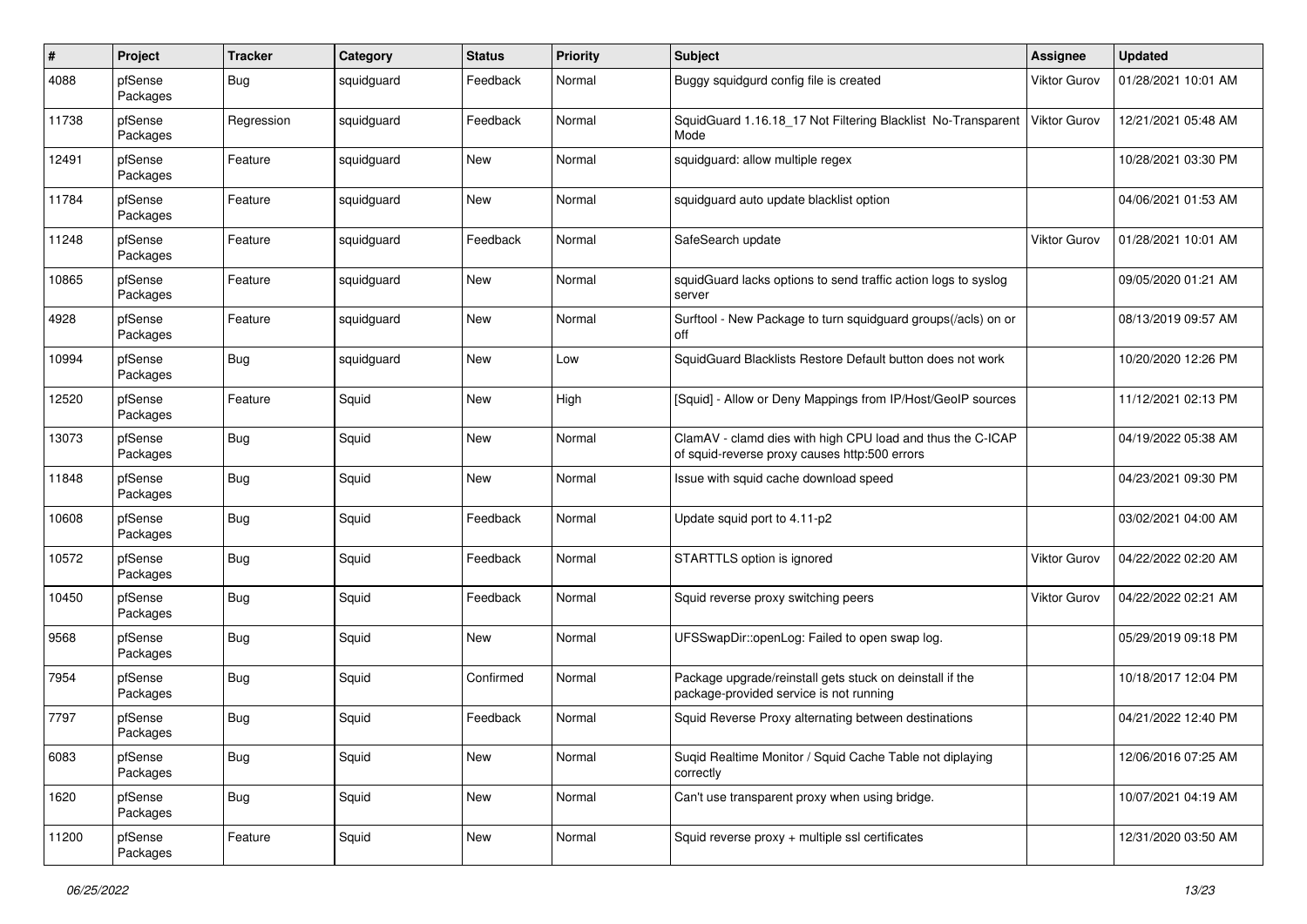| # | Project | Tracker | Category | Status | Priority | Subject | Assignee | Updated |
|---|---|---|---|---|---|---|---|---|
| 4088 | pfSense Packages | Bug | squidguard | Feedback | Normal | Buggy squidgurd config file is created | Viktor Gurov | 01/28/2021 10:01 AM |
| 11738 | pfSense Packages | Regression | squidguard | Feedback | Normal | SquidGuard 1.16.18_17 Not Filtering Blacklist No-Transparent Mode | Viktor Gurov | 12/21/2021 05:48 AM |
| 12491 | pfSense Packages | Feature | squidguard | New | Normal | squidguard: allow multiple regex | | 10/28/2021 03:30 PM |
| 11784 | pfSense Packages | Feature | squidguard | New | Normal | squidguard auto update blacklist option | | 04/06/2021 01:53 AM |
| 11248 | pfSense Packages | Feature | squidguard | Feedback | Normal | SafeSearch update | Viktor Gurov | 01/28/2021 10:01 AM |
| 10865 | pfSense Packages | Feature | squidguard | New | Normal | squidGuard lacks options to send traffic action logs to syslog server | | 09/05/2020 01:21 AM |
| 4928 | pfSense Packages | Feature | squidguard | New | Normal | Surftool - New Package to turn squidguard groups(/acls) on or off | | 08/13/2019 09:57 AM |
| 10994 | pfSense Packages | Bug | squidguard | New | Low | SquidGuard Blacklists Restore Default button does not work | | 10/20/2020 12:26 PM |
| 12520 | pfSense Packages | Feature | Squid | New | High | [Squid] - Allow or Deny Mappings from IP/Host/GeoIP sources | | 11/12/2021 02:13 PM |
| 13073 | pfSense Packages | Bug | Squid | New | Normal | ClamAV - clamd dies with high CPU load and thus the C-ICAP of squid-reverse proxy causes http:500 errors | | 04/19/2022 05:38 AM |
| 11848 | pfSense Packages | Bug | Squid | New | Normal | Issue with squid cache download speed | | 04/23/2021 09:30 PM |
| 10608 | pfSense Packages | Bug | Squid | Feedback | Normal | Update squid port to 4.11-p2 | | 03/02/2021 04:00 AM |
| 10572 | pfSense Packages | Bug | Squid | Feedback | Normal | STARTTLS option is ignored | Viktor Gurov | 04/22/2022 02:20 AM |
| 10450 | pfSense Packages | Bug | Squid | Feedback | Normal | Squid reverse proxy switching peers | Viktor Gurov | 04/22/2022 02:21 AM |
| 9568 | pfSense Packages | Bug | Squid | New | Normal | UFSSwapDir::openLog: Failed to open swap log. | | 05/29/2019 09:18 PM |
| 7954 | pfSense Packages | Bug | Squid | Confirmed | Normal | Package upgrade/reinstall gets stuck on deinstall if the package-provided service is not running | | 10/18/2017 12:04 PM |
| 7797 | pfSense Packages | Bug | Squid | Feedback | Normal | Squid Reverse Proxy alternating between destinations | | 04/21/2022 12:40 PM |
| 6083 | pfSense Packages | Bug | Squid | New | Normal | Suqid Realtime Monitor / Squid Cache Table not diplaying correctly | | 12/06/2016 07:25 AM |
| 1620 | pfSense Packages | Bug | Squid | New | Normal | Can't use transparent proxy when using bridge. | | 10/07/2021 04:19 AM |
| 11200 | pfSense Packages | Feature | Squid | New | Normal | Squid reverse proxy + multiple ssl certificates | | 12/31/2020 03:50 AM |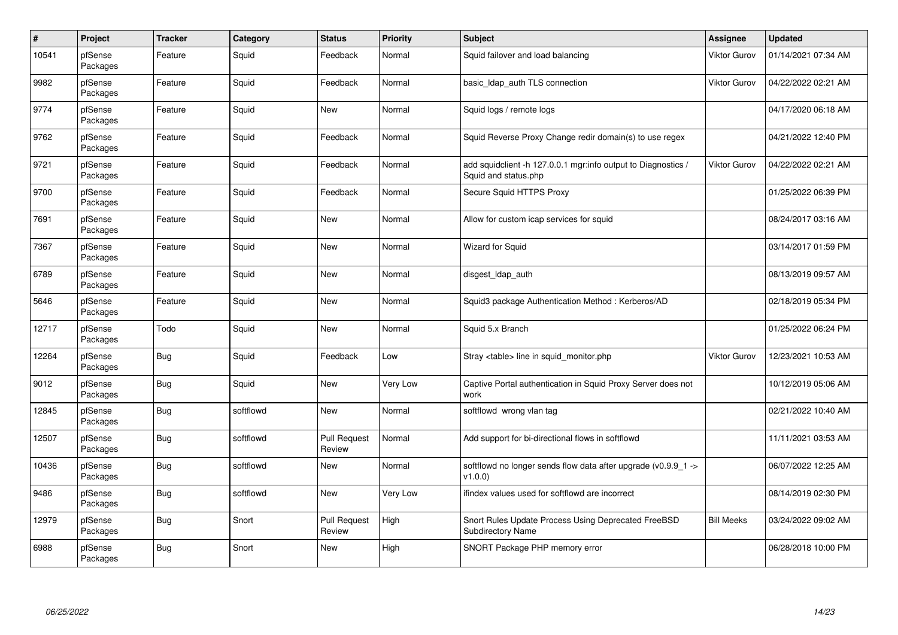| # | Project | Tracker | Category | Status | Priority | Subject | Assignee | Updated |
|---|---|---|---|---|---|---|---|---|
| 10541 | pfSense Packages | Feature | Squid | Feedback | Normal | Squid failover and load balancing | Viktor Gurov | 01/14/2021 07:34 AM |
| 9982 | pfSense Packages | Feature | Squid | Feedback | Normal | basic_ldap_auth TLS connection | Viktor Gurov | 04/22/2022 02:21 AM |
| 9774 | pfSense Packages | Feature | Squid | New | Normal | Squid logs / remote logs | | 04/17/2020 06:18 AM |
| 9762 | pfSense Packages | Feature | Squid | Feedback | Normal | Squid Reverse Proxy Change redir domain(s) to use regex | | 04/21/2022 12:40 PM |
| 9721 | pfSense Packages | Feature | Squid | Feedback | Normal | add squidclient -h 127.0.0.1 mgr:info output to Diagnostics / Squid and status.php | Viktor Gurov | 04/22/2022 02:21 AM |
| 9700 | pfSense Packages | Feature | Squid | Feedback | Normal | Secure Squid HTTPS Proxy | | 01/25/2022 06:39 PM |
| 7691 | pfSense Packages | Feature | Squid | New | Normal | Allow for custom icap services for squid | | 08/24/2017 03:16 AM |
| 7367 | pfSense Packages | Feature | Squid | New | Normal | Wizard for Squid | | 03/14/2017 01:59 PM |
| 6789 | pfSense Packages | Feature | Squid | New | Normal | disgest_ldap_auth | | 08/13/2019 09:57 AM |
| 5646 | pfSense Packages | Feature | Squid | New | Normal | Squid3 package Authentication Method : Kerberos/AD | | 02/18/2019 05:34 PM |
| 12717 | pfSense Packages | Todo | Squid | New | Normal | Squid 5.x Branch | | 01/25/2022 06:24 PM |
| 12264 | pfSense Packages | Bug | Squid | Feedback | Low | Stray <table> line in squid_monitor.php | Viktor Gurov | 12/23/2021 10:53 AM |
| 9012 | pfSense Packages | Bug | Squid | New | Very Low | Captive Portal authentication in Squid Proxy Server does not work | | 10/12/2019 05:06 AM |
| 12845 | pfSense Packages | Bug | softflowd | New | Normal | softflowd wrong vlan tag | | 02/21/2022 10:40 AM |
| 12507 | pfSense Packages | Bug | softflowd | Pull Request Review | Normal | Add support for bi-directional flows in softflowd | | 11/11/2021 03:53 AM |
| 10436 | pfSense Packages | Bug | softflowd | New | Normal | softflowd no longer sends flow data after upgrade (v0.9.9_1 -> v1.0.0) | | 06/07/2022 12:25 AM |
| 9486 | pfSense Packages | Bug | softflowd | New | Very Low | ifindex values used for softflowd are incorrect | | 08/14/2019 02:30 PM |
| 12979 | pfSense Packages | Bug | Snort | Pull Request Review | High | Snort Rules Update Process Using Deprecated FreeBSD Subdirectory Name | Bill Meeks | 03/24/2022 09:02 AM |
| 6988 | pfSense Packages | Bug | Snort | New | High | SNORT Package PHP memory error | | 06/28/2018 10:00 PM |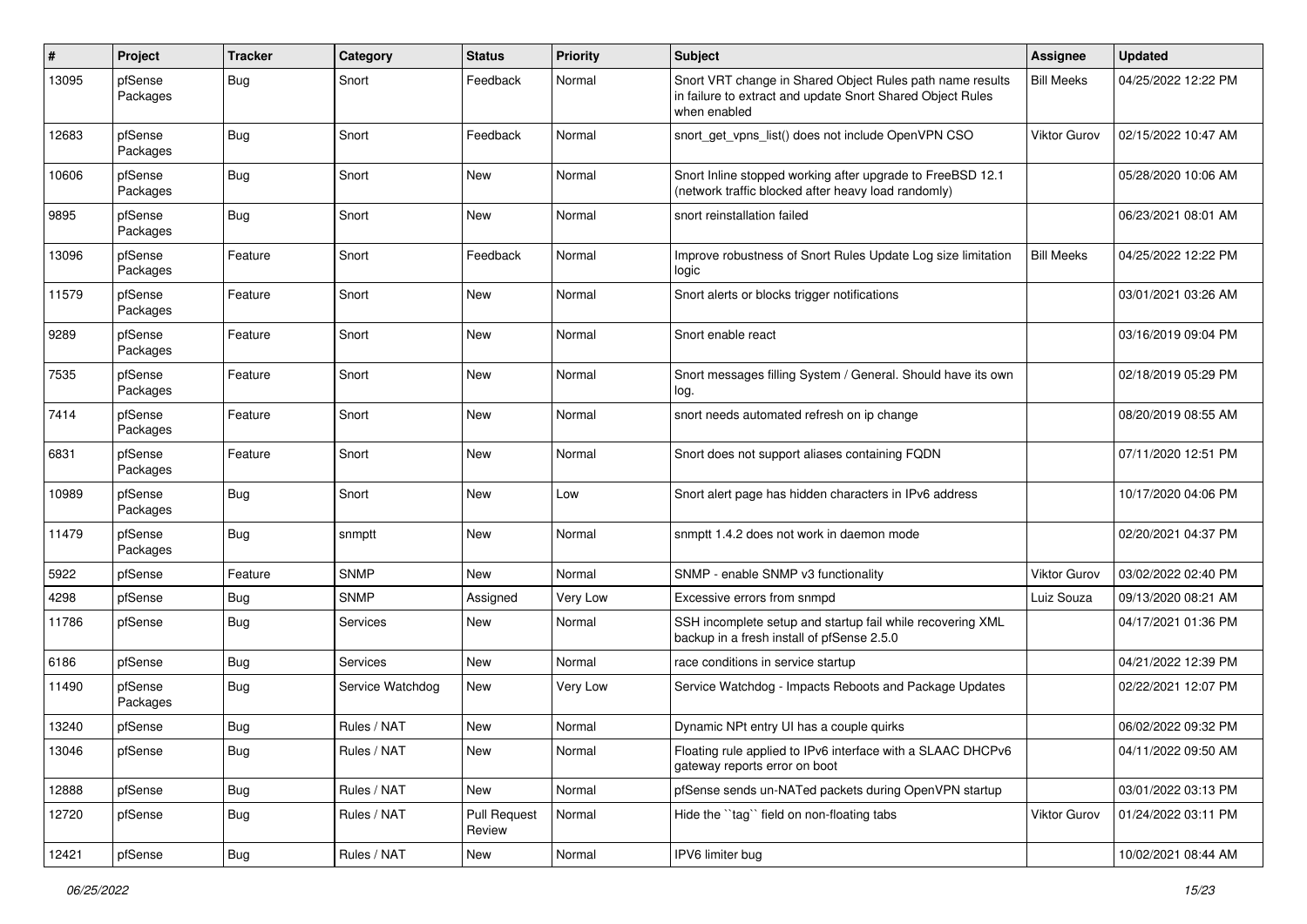| # | Project | Tracker | Category | Status | Priority | Subject | Assignee | Updated |
|---|---|---|---|---|---|---|---|---|
| 13095 | pfSense Packages | Bug | Snort | Feedback | Normal | Snort VRT change in Shared Object Rules path name results in failure to extract and update Snort Shared Object Rules when enabled | Bill Meeks | 04/25/2022 12:22 PM |
| 12683 | pfSense Packages | Bug | Snort | Feedback | Normal | snort_get_vpns_list() does not include OpenVPN CSO | Viktor Gurov | 02/15/2022 10:47 AM |
| 10606 | pfSense Packages | Bug | Snort | New | Normal | Snort Inline stopped working after upgrade to FreeBSD 12.1 (network traffic blocked after heavy load randomly) | | 05/28/2020 10:06 AM |
| 9895 | pfSense Packages | Bug | Snort | New | Normal | snort reinstallation failed | | 06/23/2021 08:01 AM |
| 13096 | pfSense Packages | Feature | Snort | Feedback | Normal | Improve robustness of Snort Rules Update Log size limitation logic | Bill Meeks | 04/25/2022 12:22 PM |
| 11579 | pfSense Packages | Feature | Snort | New | Normal | Snort alerts or blocks trigger notifications | | 03/01/2021 03:26 AM |
| 9289 | pfSense Packages | Feature | Snort | New | Normal | Snort enable react | | 03/16/2019 09:04 PM |
| 7535 | pfSense Packages | Feature | Snort | New | Normal | Snort messages filling System / General. Should have its own log. | | 02/18/2019 05:29 PM |
| 7414 | pfSense Packages | Feature | Snort | New | Normal | snort needs automated refresh on ip change | | 08/20/2019 08:55 AM |
| 6831 | pfSense Packages | Feature | Snort | New | Normal | Snort does not support aliases containing FQDN | | 07/11/2020 12:51 PM |
| 10989 | pfSense Packages | Bug | Snort | New | Low | Snort alert page has hidden characters in IPv6 address | | 10/17/2020 04:06 PM |
| 11479 | pfSense Packages | Bug | snmptt | New | Normal | snmptt 1.4.2 does not work in daemon mode | | 02/20/2021 04:37 PM |
| 5922 | pfSense | Feature | SNMP | New | Normal | SNMP - enable SNMP v3 functionality | Viktor Gurov | 03/02/2022 02:40 PM |
| 4298 | pfSense | Bug | SNMP | Assigned | Very Low | Excessive errors from snmpd | Luiz Souza | 09/13/2020 08:21 AM |
| 11786 | pfSense | Bug | Services | New | Normal | SSH incomplete setup and startup fail while recovering XML backup in a fresh install of pfSense 2.5.0 | | 04/17/2021 01:36 PM |
| 6186 | pfSense | Bug | Services | New | Normal | race conditions in service startup | | 04/21/2022 12:39 PM |
| 11490 | pfSense Packages | Bug | Service Watchdog | New | Very Low | Service Watchdog - Impacts Reboots and Package Updates | | 02/22/2021 12:07 PM |
| 13240 | pfSense | Bug | Rules / NAT | New | Normal | Dynamic NPt entry UI has a couple quirks | | 06/02/2022 09:32 PM |
| 13046 | pfSense | Bug | Rules / NAT | New | Normal | Floating rule applied to IPv6 interface with a SLAAC DHCPv6 gateway reports error on boot | | 04/11/2022 09:50 AM |
| 12888 | pfSense | Bug | Rules / NAT | New | Normal | pfSense sends un-NATed packets during OpenVPN startup | | 03/01/2022 03:13 PM |
| 12720 | pfSense | Bug | Rules / NAT | Pull Request Review | Normal | Hide the ``tag`` field on non-floating tabs | Viktor Gurov | 01/24/2022 03:11 PM |
| 12421 | pfSense | Bug | Rules / NAT | New | Normal | IPV6 limiter bug | | 10/02/2021 08:44 AM |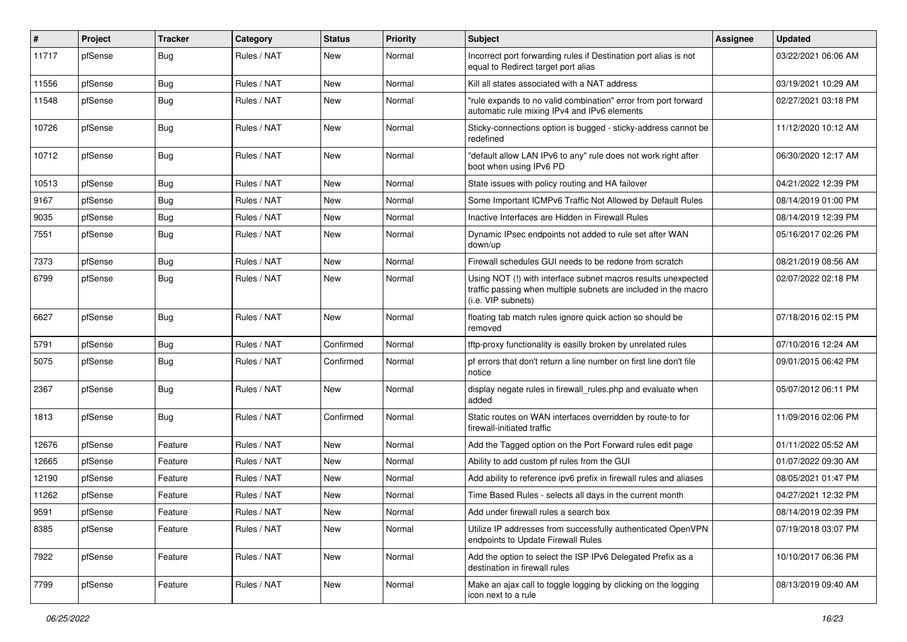| # | Project | Tracker | Category | Status | Priority | Subject | Assignee | Updated |
|---|---|---|---|---|---|---|---|---|
| 11717 | pfSense | Bug | Rules / NAT | New | Normal | Incorrect port forwarding rules if Destination port alias is not equal to Redirect target port alias | | 03/22/2021 06:06 AM |
| 11556 | pfSense | Bug | Rules / NAT | New | Normal | Kill all states associated with a NAT address | | 03/19/2021 10:29 AM |
| 11548 | pfSense | Bug | Rules / NAT | New | Normal | "rule expands to no valid combination" error from port forward automatic rule mixing IPv4 and IPv6 elements | | 02/27/2021 03:18 PM |
| 10726 | pfSense | Bug | Rules / NAT | New | Normal | Sticky-connections option is bugged - sticky-address cannot be redefined | | 11/12/2020 10:12 AM |
| 10712 | pfSense | Bug | Rules / NAT | New | Normal | "default allow LAN IPv6 to any" rule does not work right after boot when using IPv6 PD | | 06/30/2020 12:17 AM |
| 10513 | pfSense | Bug | Rules / NAT | New | Normal | State issues with policy routing and HA failover | | 04/21/2022 12:39 PM |
| 9167 | pfSense | Bug | Rules / NAT | New | Normal | Some Important ICMPv6 Traffic Not Allowed by Default Rules | | 08/14/2019 01:00 PM |
| 9035 | pfSense | Bug | Rules / NAT | New | Normal | Inactive Interfaces are Hidden in Firewall Rules | | 08/14/2019 12:39 PM |
| 7551 | pfSense | Bug | Rules / NAT | New | Normal | Dynamic IPsec endpoints not added to rule set after WAN down/up | | 05/16/2017 02:26 PM |
| 7373 | pfSense | Bug | Rules / NAT | New | Normal | Firewall schedules GUI needs to be redone from scratch | | 08/21/2019 08:56 AM |
| 6799 | pfSense | Bug | Rules / NAT | New | Normal | Using NOT (!) with interface subnet macros results unexpected traffic passing when multiple subnets are included in the macro (i.e. VIP subnets) | | 02/07/2022 02:18 PM |
| 6627 | pfSense | Bug | Rules / NAT | New | Normal | floating tab match rules ignore quick action so should be removed | | 07/18/2016 02:15 PM |
| 5791 | pfSense | Bug | Rules / NAT | Confirmed | Normal | tftp-proxy functionality is easilly broken by unrelated rules | | 07/10/2016 12:24 AM |
| 5075 | pfSense | Bug | Rules / NAT | Confirmed | Normal | pf errors that don't return a line number on first line don't file notice | | 09/01/2015 06:42 PM |
| 2367 | pfSense | Bug | Rules / NAT | New | Normal | display negate rules in firewall_rules.php and evaluate when added | | 05/07/2012 06:11 PM |
| 1813 | pfSense | Bug | Rules / NAT | Confirmed | Normal | Static routes on WAN interfaces overridden by route-to for firewall-initiated traffic | | 11/09/2016 02:06 PM |
| 12676 | pfSense | Feature | Rules / NAT | New | Normal | Add the Tagged option on the Port Forward rules edit page | | 01/11/2022 05:52 AM |
| 12665 | pfSense | Feature | Rules / NAT | New | Normal | Ability to add custom pf rules from the GUI | | 01/07/2022 09:30 AM |
| 12190 | pfSense | Feature | Rules / NAT | New | Normal | Add ability to reference ipv6 prefix in firewall rules and aliases | | 08/05/2021 01:47 PM |
| 11262 | pfSense | Feature | Rules / NAT | New | Normal | Time Based Rules - selects all days in the current month | | 04/27/2021 12:32 PM |
| 9591 | pfSense | Feature | Rules / NAT | New | Normal | Add under firewall rules a search box | | 08/14/2019 02:39 PM |
| 8385 | pfSense | Feature | Rules / NAT | New | Normal | Utilize IP addresses from successfully authenticated OpenVPN endpoints to Update Firewall Rules | | 07/19/2018 03:07 PM |
| 7922 | pfSense | Feature | Rules / NAT | New | Normal | Add the option to select the ISP IPv6 Delegated Prefix as a destination in firewall rules | | 10/10/2017 06:36 PM |
| 7799 | pfSense | Feature | Rules / NAT | New | Normal | Make an ajax call to toggle logging by clicking on the logging icon next to a rule | | 08/13/2019 09:40 AM |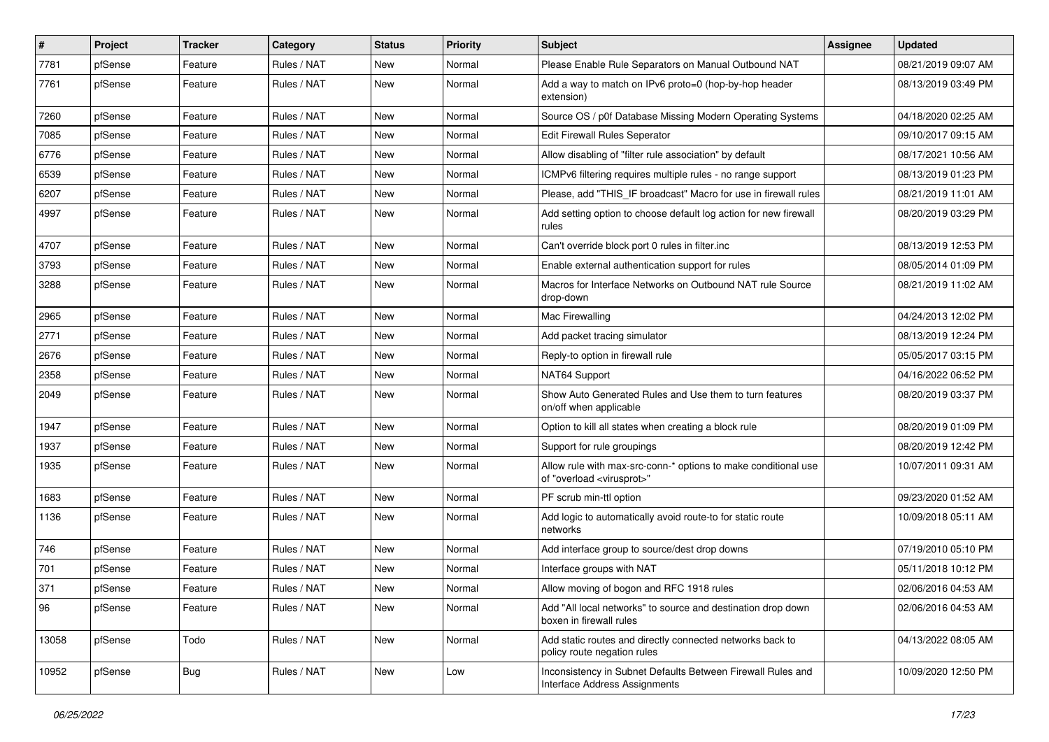| # | Project | Tracker | Category | Status | Priority | Subject | Assignee | Updated |
|---|---|---|---|---|---|---|---|---|
| 7781 | pfSense | Feature | Rules / NAT | New | Normal | Please Enable Rule Separators on Manual Outbound NAT | | 08/21/2019 09:07 AM |
| 7761 | pfSense | Feature | Rules / NAT | New | Normal | Add a way to match on IPv6 proto=0 (hop-by-hop header extension) | | 08/13/2019 03:49 PM |
| 7260 | pfSense | Feature | Rules / NAT | New | Normal | Source OS / p0f Database Missing Modern Operating Systems | | 04/18/2020 02:25 AM |
| 7085 | pfSense | Feature | Rules / NAT | New | Normal | Edit Firewall Rules Seperator | | 09/10/2017 09:15 AM |
| 6776 | pfSense | Feature | Rules / NAT | New | Normal | Allow disabling of "filter rule association" by default | | 08/17/2021 10:56 AM |
| 6539 | pfSense | Feature | Rules / NAT | New | Normal | ICMPv6 filtering requires multiple rules - no range support | | 08/13/2019 01:23 PM |
| 6207 | pfSense | Feature | Rules / NAT | New | Normal | Please, add "THIS_IF broadcast" Macro for use in firewall rules | | 08/21/2019 11:01 AM |
| 4997 | pfSense | Feature | Rules / NAT | New | Normal | Add setting option to choose default log action for new firewall rules | | 08/20/2019 03:29 PM |
| 4707 | pfSense | Feature | Rules / NAT | New | Normal | Can't override block port 0 rules in filter.inc | | 08/13/2019 12:53 PM |
| 3793 | pfSense | Feature | Rules / NAT | New | Normal | Enable external authentication support for rules | | 08/05/2014 01:09 PM |
| 3288 | pfSense | Feature | Rules / NAT | New | Normal | Macros for Interface Networks on Outbound NAT rule Source drop-down | | 08/21/2019 11:02 AM |
| 2965 | pfSense | Feature | Rules / NAT | New | Normal | Mac Firewalling | | 04/24/2013 12:02 PM |
| 2771 | pfSense | Feature | Rules / NAT | New | Normal | Add packet tracing simulator | | 08/13/2019 12:24 PM |
| 2676 | pfSense | Feature | Rules / NAT | New | Normal | Reply-to option in firewall rule | | 05/05/2017 03:15 PM |
| 2358 | pfSense | Feature | Rules / NAT | New | Normal | NAT64 Support | | 04/16/2022 06:52 PM |
| 2049 | pfSense | Feature | Rules / NAT | New | Normal | Show Auto Generated Rules and Use them to turn features on/off when applicable | | 08/20/2019 03:37 PM |
| 1947 | pfSense | Feature | Rules / NAT | New | Normal | Option to kill all states when creating a block rule | | 08/20/2019 01:09 PM |
| 1937 | pfSense | Feature | Rules / NAT | New | Normal | Support for rule groupings | | 08/20/2019 12:42 PM |
| 1935 | pfSense | Feature | Rules / NAT | New | Normal | Allow rule with max-src-conn-* options to make conditional use of "overload <virusprot>" | | 10/07/2011 09:31 AM |
| 1683 | pfSense | Feature | Rules / NAT | New | Normal | PF scrub min-ttl option | | 09/23/2020 01:52 AM |
| 1136 | pfSense | Feature | Rules / NAT | New | Normal | Add logic to automatically avoid route-to for static route networks | | 10/09/2018 05:11 AM |
| 746 | pfSense | Feature | Rules / NAT | New | Normal | Add interface group to source/dest drop downs | | 07/19/2010 05:10 PM |
| 701 | pfSense | Feature | Rules / NAT | New | Normal | Interface groups with NAT | | 05/11/2018 10:12 PM |
| 371 | pfSense | Feature | Rules / NAT | New | Normal | Allow moving of bogon and RFC 1918 rules | | 02/06/2016 04:53 AM |
| 96 | pfSense | Feature | Rules / NAT | New | Normal | Add "All local networks" to source and destination drop down boxen in firewall rules | | 02/06/2016 04:53 AM |
| 13058 | pfSense | Todo | Rules / NAT | New | Normal | Add static routes and directly connected networks back to policy route negation rules | | 04/13/2022 08:05 AM |
| 10952 | pfSense | Bug | Rules / NAT | New | Low | Inconsistency in Subnet Defaults Between Firewall Rules and Interface Address Assignments | | 10/09/2020 12:50 PM |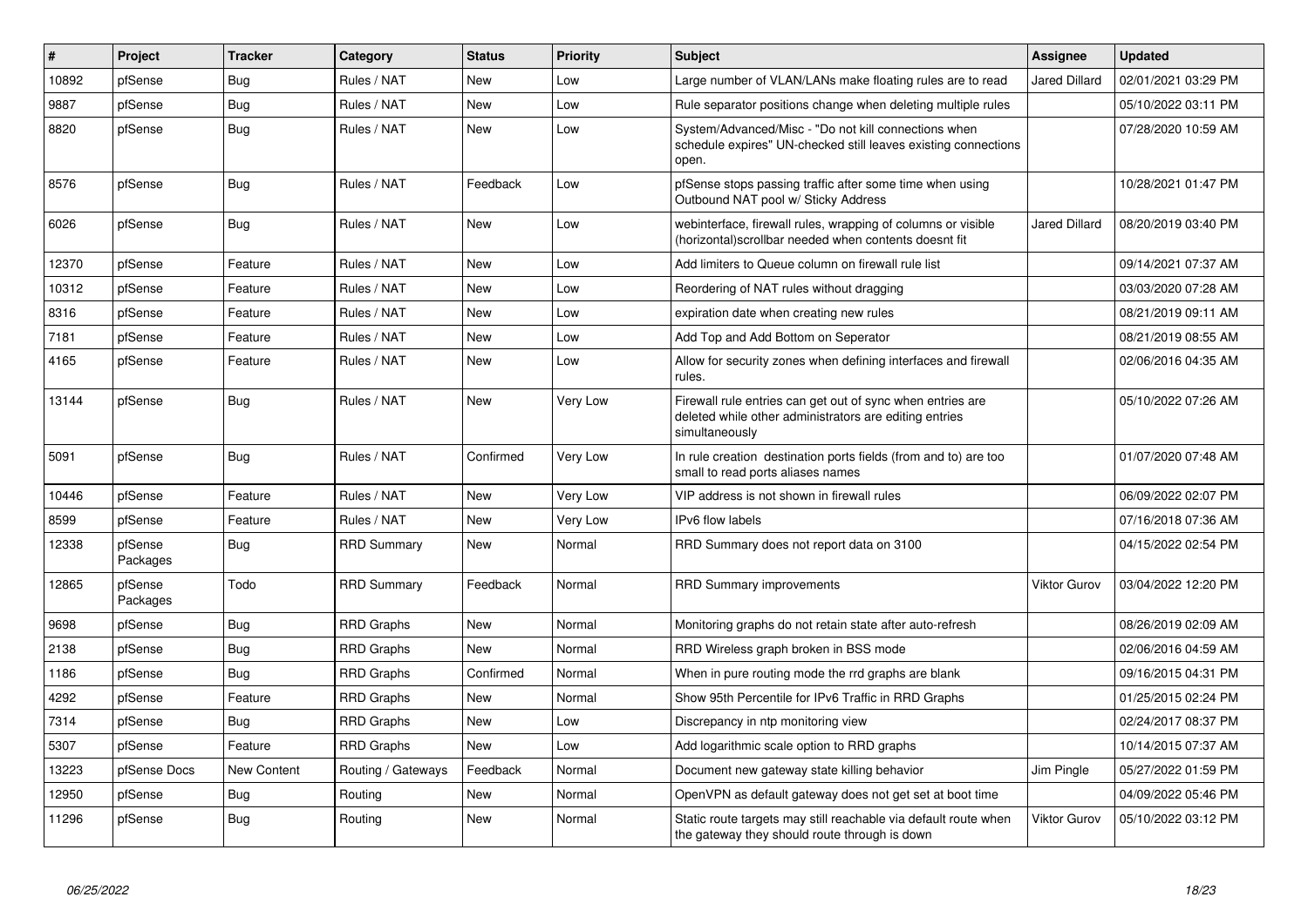| # | Project | Tracker | Category | Status | Priority | Subject | Assignee | Updated |
|---|---|---|---|---|---|---|---|---|
| 10892 | pfSense | Bug | Rules / NAT | New | Low | Large number of VLAN/LANs make floating rules are to read | Jared Dillard | 02/01/2021 03:29 PM |
| 9887 | pfSense | Bug | Rules / NAT | New | Low | Rule separator positions change when deleting multiple rules | | 05/10/2022 03:11 PM |
| 8820 | pfSense | Bug | Rules / NAT | New | Low | System/Advanced/Misc - "Do not kill connections when schedule expires" UN-checked still leaves existing connections open. | | 07/28/2020 10:59 AM |
| 8576 | pfSense | Bug | Rules / NAT | Feedback | Low | pfSense stops passing traffic after some time when using Outbound NAT pool w/ Sticky Address | | 10/28/2021 01:47 PM |
| 6026 | pfSense | Bug | Rules / NAT | New | Low | webinterface, firewall rules, wrapping of columns or visible (horizontal)scrollbar needed when contents doesnt fit | Jared Dillard | 08/20/2019 03:40 PM |
| 12370 | pfSense | Feature | Rules / NAT | New | Low | Add limiters to Queue column on firewall rule list | | 09/14/2021 07:37 AM |
| 10312 | pfSense | Feature | Rules / NAT | New | Low | Reordering of NAT rules without dragging | | 03/03/2020 07:28 AM |
| 8316 | pfSense | Feature | Rules / NAT | New | Low | expiration date when creating new rules | | 08/21/2019 09:11 AM |
| 7181 | pfSense | Feature | Rules / NAT | New | Low | Add Top and Add Bottom on Seperator | | 08/21/2019 08:55 AM |
| 4165 | pfSense | Feature | Rules / NAT | New | Low | Allow for security zones when defining interfaces and firewall rules. | | 02/06/2016 04:35 AM |
| 13144 | pfSense | Bug | Rules / NAT | New | Very Low | Firewall rule entries can get out of sync when entries are deleted while other administrators are editing entries simultaneously | | 05/10/2022 07:26 AM |
| 5091 | pfSense | Bug | Rules / NAT | Confirmed | Very Low | In rule creation destination ports fields (from and to) are too small to read ports aliases names | | 01/07/2020 07:48 AM |
| 10446 | pfSense | Feature | Rules / NAT | New | Very Low | VIP address is not shown in firewall rules | | 06/09/2022 02:07 PM |
| 8599 | pfSense | Feature | Rules / NAT | New | Very Low | IPv6 flow labels | | 07/16/2018 07:36 AM |
| 12338 | pfSense Packages | Bug | RRD Summary | New | Normal | RRD Summary does not report data on 3100 | | 04/15/2022 02:54 PM |
| 12865 | pfSense Packages | Todo | RRD Summary | Feedback | Normal | RRD Summary improvements | Viktor Gurov | 03/04/2022 12:20 PM |
| 9698 | pfSense | Bug | RRD Graphs | New | Normal | Monitoring graphs do not retain state after auto-refresh | | 08/26/2019 02:09 AM |
| 2138 | pfSense | Bug | RRD Graphs | New | Normal | RRD Wireless graph broken in BSS mode | | 02/06/2016 04:59 AM |
| 1186 | pfSense | Bug | RRD Graphs | Confirmed | Normal | When in pure routing mode the rrd graphs are blank | | 09/16/2015 04:31 PM |
| 4292 | pfSense | Feature | RRD Graphs | New | Normal | Show 95th Percentile for IPv6 Traffic in RRD Graphs | | 01/25/2015 02:24 PM |
| 7314 | pfSense | Bug | RRD Graphs | New | Low | Discrepancy in ntp monitoring view | | 02/24/2017 08:37 PM |
| 5307 | pfSense | Feature | RRD Graphs | New | Low | Add logarithmic scale option to RRD graphs | | 10/14/2015 07:37 AM |
| 13223 | pfSense Docs | New Content | Routing / Gateways | Feedback | Normal | Document new gateway state killing behavior | Jim Pingle | 05/27/2022 01:59 PM |
| 12950 | pfSense | Bug | Routing | New | Normal | OpenVPN as default gateway does not get set at boot time | | 04/09/2022 05:46 PM |
| 11296 | pfSense | Bug | Routing | New | Normal | Static route targets may still reachable via default route when the gateway they should route through is down | Viktor Gurov | 05/10/2022 03:12 PM |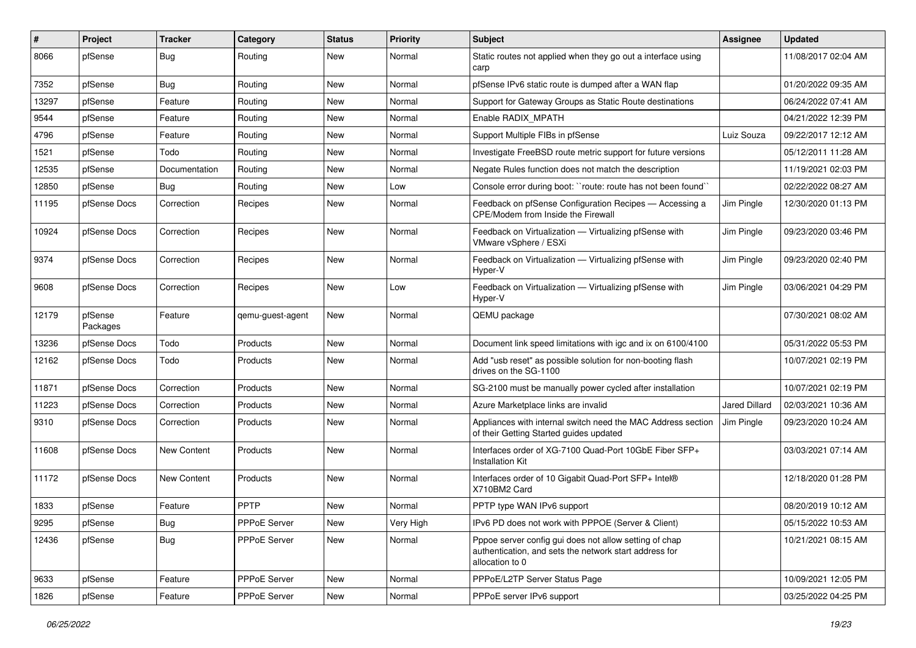| # | Project | Tracker | Category | Status | Priority | Subject | Assignee | Updated |
|---|---|---|---|---|---|---|---|---|
| 8066 | pfSense | Bug | Routing | New | Normal | Static routes not applied when they go out a interface using carp | | 11/08/2017 02:04 AM |
| 7352 | pfSense | Bug | Routing | New | Normal | pfSense IPv6 static route is dumped after a WAN flap | | 01/20/2022 09:35 AM |
| 13297 | pfSense | Feature | Routing | New | Normal | Support for Gateway Groups as Static Route destinations | | 06/24/2022 07:41 AM |
| 9544 | pfSense | Feature | Routing | New | Normal | Enable RADIX_MPATH | | 04/21/2022 12:39 PM |
| 4796 | pfSense | Feature | Routing | New | Normal | Support Multiple FIBs in pfSense | Luiz Souza | 09/22/2017 12:12 AM |
| 1521 | pfSense | Todo | Routing | New | Normal | Investigate FreeBSD route metric support for future versions | | 05/12/2011 11:28 AM |
| 12535 | pfSense | Documentation | Routing | New | Normal | Negate Rules function does not match the description | | 11/19/2021 02:03 PM |
| 12850 | pfSense | Bug | Routing | New | Low | Console error during boot: ``route: route has not been found`` | | 02/22/2022 08:27 AM |
| 11195 | pfSense Docs | Correction | Recipes | New | Normal | Feedback on pfSense Configuration Recipes — Accessing a CPE/Modem from Inside the Firewall | Jim Pingle | 12/30/2020 01:13 PM |
| 10924 | pfSense Docs | Correction | Recipes | New | Normal | Feedback on Virtualization — Virtualizing pfSense with VMware vSphere / ESXi | Jim Pingle | 09/23/2020 03:46 PM |
| 9374 | pfSense Docs | Correction | Recipes | New | Normal | Feedback on Virtualization — Virtualizing pfSense with Hyper-V | Jim Pingle | 09/23/2020 02:40 PM |
| 9608 | pfSense Docs | Correction | Recipes | New | Low | Feedback on Virtualization — Virtualizing pfSense with Hyper-V | Jim Pingle | 03/06/2021 04:29 PM |
| 12179 | pfSense Packages | Feature | qemu-guest-agent | New | Normal | QEMU package | | 07/30/2021 08:02 AM |
| 13236 | pfSense Docs | Todo | Products | New | Normal | Document link speed limitations with igc and ix on 6100/4100 | | 05/31/2022 05:53 PM |
| 12162 | pfSense Docs | Todo | Products | New | Normal | Add "usb reset" as possible solution for non-booting flash drives on the SG-1100 | | 10/07/2021 02:19 PM |
| 11871 | pfSense Docs | Correction | Products | New | Normal | SG-2100 must be manually power cycled after installation | | 10/07/2021 02:19 PM |
| 11223 | pfSense Docs | Correction | Products | New | Normal | Azure Marketplace links are invalid | Jared Dillard | 02/03/2021 10:36 AM |
| 9310 | pfSense Docs | Correction | Products | New | Normal | Appliances with internal switch need the MAC Address section of their Getting Started guides updated | Jim Pingle | 09/23/2020 10:24 AM |
| 11608 | pfSense Docs | New Content | Products | New | Normal | Interfaces order of XG-7100 Quad-Port 10GbE Fiber SFP+ Installation Kit | | 03/03/2021 07:14 AM |
| 11172 | pfSense Docs | New Content | Products | New | Normal | Interfaces order of 10 Gigabit Quad-Port SFP+ Intel® X710BM2 Card | | 12/18/2020 01:28 PM |
| 1833 | pfSense | Feature | PPTP | New | Normal | PPTP type WAN IPv6 support | | 08/20/2019 10:12 AM |
| 9295 | pfSense | Bug | PPPoE Server | New | Very High | IPv6 PD does not work with PPPOE (Server & Client) | | 05/15/2022 10:53 AM |
| 12436 | pfSense | Bug | PPPoE Server | New | Normal | Pppoe server config gui does not allow setting of chap authentication, and sets the network start address for allocation to 0 | | 10/21/2021 08:15 AM |
| 9633 | pfSense | Feature | PPPoE Server | New | Normal | PPPoE/L2TP Server Status Page | | 10/09/2021 12:05 PM |
| 1826 | pfSense | Feature | PPPoE Server | New | Normal | PPPoE server IPv6 support | | 03/25/2022 04:25 PM |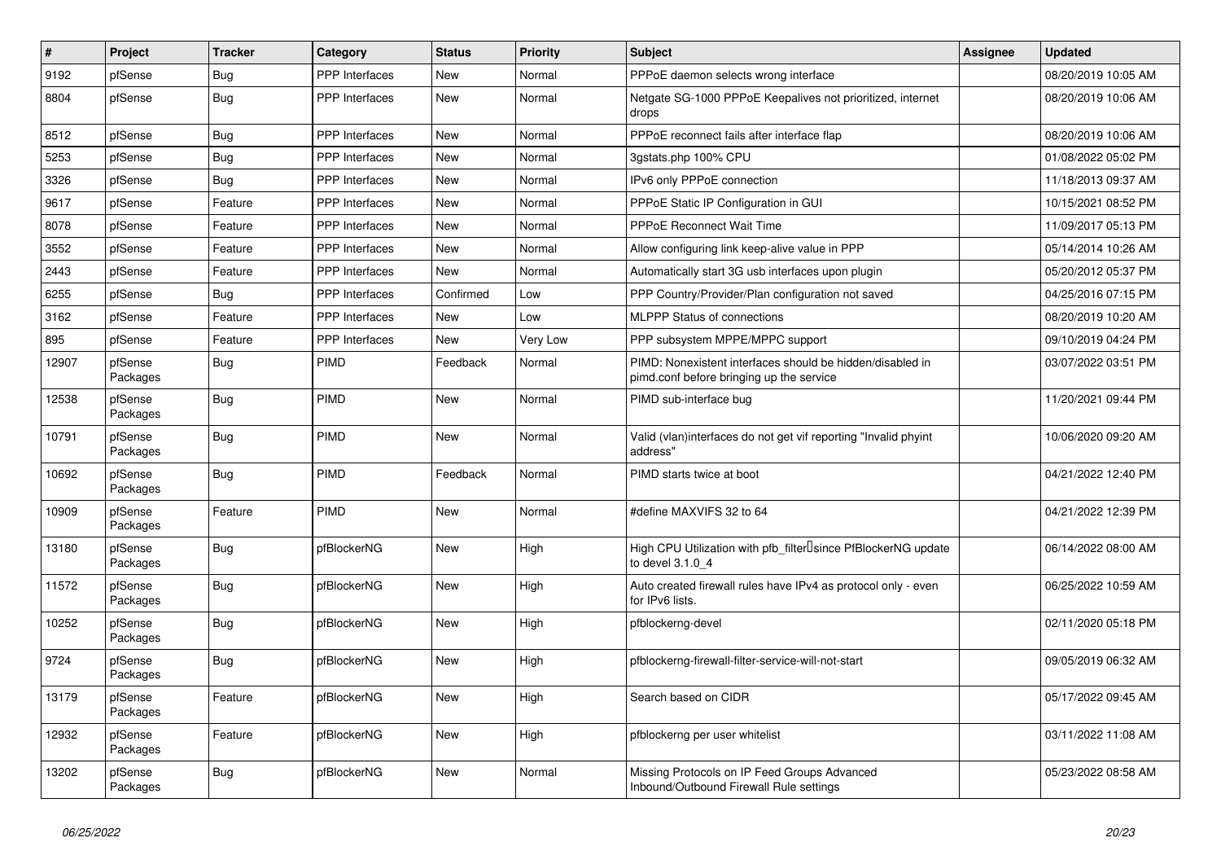| # | Project | Tracker | Category | Status | Priority | Subject | Assignee | Updated |
|---|---|---|---|---|---|---|---|---|
| 9192 | pfSense | Bug | PPP Interfaces | New | Normal | PPPoE daemon selects wrong interface | | 08/20/2019 10:05 AM |
| 8804 | pfSense | Bug | PPP Interfaces | New | Normal | Netgate SG-1000 PPPoE Keepalives not prioritized, internet drops | | 08/20/2019 10:06 AM |
| 8512 | pfSense | Bug | PPP Interfaces | New | Normal | PPPoE reconnect fails after interface flap | | 08/20/2019 10:06 AM |
| 5253 | pfSense | Bug | PPP Interfaces | New | Normal | 3gstats.php 100% CPU | | 01/08/2022 05:02 PM |
| 3326 | pfSense | Bug | PPP Interfaces | New | Normal | IPv6 only PPPoE connection | | 11/18/2013 09:37 AM |
| 9617 | pfSense | Feature | PPP Interfaces | New | Normal | PPPoE Static IP Configuration in GUI | | 10/15/2021 08:52 PM |
| 8078 | pfSense | Feature | PPP Interfaces | New | Normal | PPPoE Reconnect Wait Time | | 11/09/2017 05:13 PM |
| 3552 | pfSense | Feature | PPP Interfaces | New | Normal | Allow configuring link keep-alive value in PPP | | 05/14/2014 10:26 AM |
| 2443 | pfSense | Feature | PPP Interfaces | New | Normal | Automatically start 3G usb interfaces upon plugin | | 05/20/2012 05:37 PM |
| 6255 | pfSense | Bug | PPP Interfaces | Confirmed | Low | PPP Country/Provider/Plan configuration not saved | | 04/25/2016 07:15 PM |
| 3162 | pfSense | Feature | PPP Interfaces | New | Low | MLPPP Status of connections | | 08/20/2019 10:20 AM |
| 895 | pfSense | Feature | PPP Interfaces | New | Very Low | PPP subsystem MPPE/MPPC support | | 09/10/2019 04:24 PM |
| 12907 | pfSense Packages | Bug | PIMD | Feedback | Normal | PIMD: Nonexistent interfaces should be hidden/disabled in pimd.conf before bringing up the service | | 03/07/2022 03:51 PM |
| 12538 | pfSense Packages | Bug | PIMD | New | Normal | PIMD sub-interface bug | | 11/20/2021 09:44 PM |
| 10791 | pfSense Packages | Bug | PIMD | New | Normal | Valid (vlan)interfaces do not get vif reporting "Invalid phyint address" | | 10/06/2020 09:20 AM |
| 10692 | pfSense Packages | Bug | PIMD | Feedback | Normal | PIMD starts twice at boot | | 04/21/2022 12:40 PM |
| 10909 | pfSense Packages | Feature | PIMD | New | Normal | #define MAXVIFS 32 to 64 | | 04/21/2022 12:39 PM |
| 13180 | pfSense Packages | Bug | pfBlockerNG | New | High | High CPU Utilization with pfb_filter since PfBlockerNG update to devel 3.1.0_4 | | 06/14/2022 08:00 AM |
| 11572 | pfSense Packages | Bug | pfBlockerNG | New | High | Auto created firewall rules have IPv4 as protocol only - even for IPv6 lists. | | 06/25/2022 10:59 AM |
| 10252 | pfSense Packages | Bug | pfBlockerNG | New | High | pfblockerng-devel | | 02/11/2020 05:18 PM |
| 9724 | pfSense Packages | Bug | pfBlockerNG | New | High | pfblockerng-firewall-filter-service-will-not-start | | 09/05/2019 06:32 AM |
| 13179 | pfSense Packages | Feature | pfBlockerNG | New | High | Search based on CIDR | | 05/17/2022 09:45 AM |
| 12932 | pfSense Packages | Feature | pfBlockerNG | New | High | pfblockerng per user whitelist | | 03/11/2022 11:08 AM |
| 13202 | pfSense Packages | Bug | pfBlockerNG | New | Normal | Missing Protocols on IP Feed Groups Advanced Inbound/Outbound Firewall Rule settings | | 05/23/2022 08:58 AM |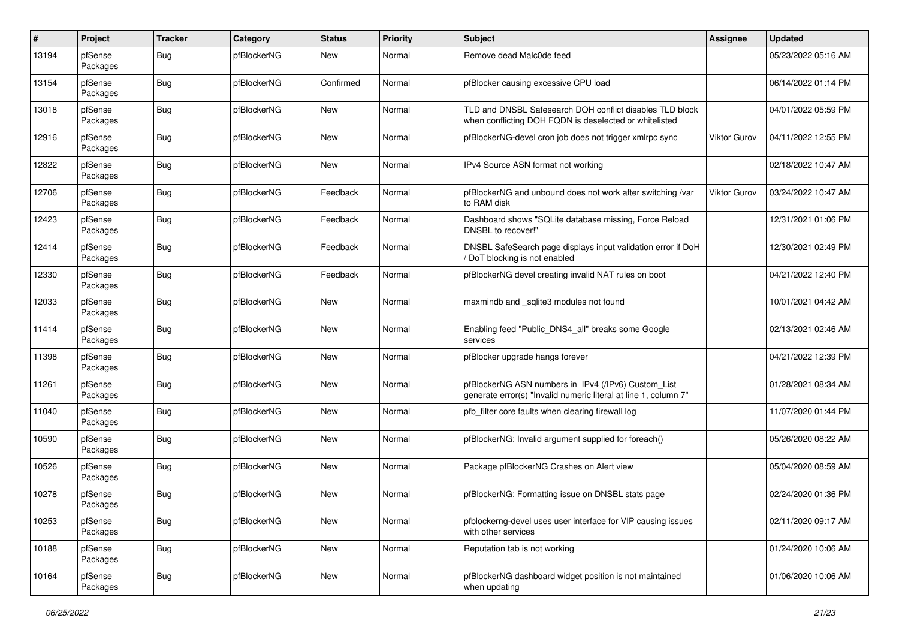| # | Project | Tracker | Category | Status | Priority | Subject | Assignee | Updated |
|---|---|---|---|---|---|---|---|---|
| 13194 | pfSense Packages | Bug | pfBlockerNG | New | Normal | Remove dead Malc0de feed | | 05/23/2022 05:16 AM |
| 13154 | pfSense Packages | Bug | pfBlockerNG | Confirmed | Normal | pfBlocker causing excessive CPU load | | 06/14/2022 01:14 PM |
| 13018 | pfSense Packages | Bug | pfBlockerNG | New | Normal | TLD and DNSBL Safesearch DOH conflict disables TLD block when conflicting DOH FQDN is deselected or whitelisted | | 04/01/2022 05:59 PM |
| 12916 | pfSense Packages | Bug | pfBlockerNG | New | Normal | pfBlockerNG-devel cron job does not trigger xmlrpc sync | Viktor Gurov | 04/11/2022 12:55 PM |
| 12822 | pfSense Packages | Bug | pfBlockerNG | New | Normal | IPv4 Source ASN format not working | | 02/18/2022 10:47 AM |
| 12706 | pfSense Packages | Bug | pfBlockerNG | Feedback | Normal | pfBlockerNG and unbound does not work after switching /var to RAM disk | Viktor Gurov | 03/24/2022 10:47 AM |
| 12423 | pfSense Packages | Bug | pfBlockerNG | Feedback | Normal | Dashboard shows "SQLite database missing, Force Reload DNSBL to recover!" | | 12/31/2021 01:06 PM |
| 12414 | pfSense Packages | Bug | pfBlockerNG | Feedback | Normal | DNSBL SafeSearch page displays input validation error if DoH / DoT blocking is not enabled | | 12/30/2021 02:49 PM |
| 12330 | pfSense Packages | Bug | pfBlockerNG | Feedback | Normal | pfBlockerNG devel creating invalid NAT rules on boot | | 04/21/2022 12:40 PM |
| 12033 | pfSense Packages | Bug | pfBlockerNG | New | Normal | maxmindb and _sqlite3 modules not found | | 10/01/2021 04:42 AM |
| 11414 | pfSense Packages | Bug | pfBlockerNG | New | Normal | Enabling feed "Public_DNS4_all" breaks some Google services | | 02/13/2021 02:46 AM |
| 11398 | pfSense Packages | Bug | pfBlockerNG | New | Normal | pfBlocker upgrade hangs forever | | 04/21/2022 12:39 PM |
| 11261 | pfSense Packages | Bug | pfBlockerNG | New | Normal | pfBlockerNG ASN numbers in IPv4 (/IPv6) Custom_List generate error(s) "Invalid numeric literal at line 1, column 7" | | 01/28/2021 08:34 AM |
| 11040 | pfSense Packages | Bug | pfBlockerNG | New | Normal | pfb_filter core faults when clearing firewall log | | 11/07/2020 01:44 PM |
| 10590 | pfSense Packages | Bug | pfBlockerNG | New | Normal | pfBlockerNG: Invalid argument supplied for foreach() | | 05/26/2020 08:22 AM |
| 10526 | pfSense Packages | Bug | pfBlockerNG | New | Normal | Package pfBlockerNG Crashes on Alert view | | 05/04/2020 08:59 AM |
| 10278 | pfSense Packages | Bug | pfBlockerNG | New | Normal | pfBlockerNG: Formatting issue on DNSBL stats page | | 02/24/2020 01:36 PM |
| 10253 | pfSense Packages | Bug | pfBlockerNG | New | Normal | pfblockerng-devel uses user interface for VIP causing issues with other services | | 02/11/2020 09:17 AM |
| 10188 | pfSense Packages | Bug | pfBlockerNG | New | Normal | Reputation tab is not working | | 01/24/2020 10:06 AM |
| 10164 | pfSense Packages | Bug | pfBlockerNG | New | Normal | pfBlockerNG dashboard widget position is not maintained when updating | | 01/06/2020 10:06 AM |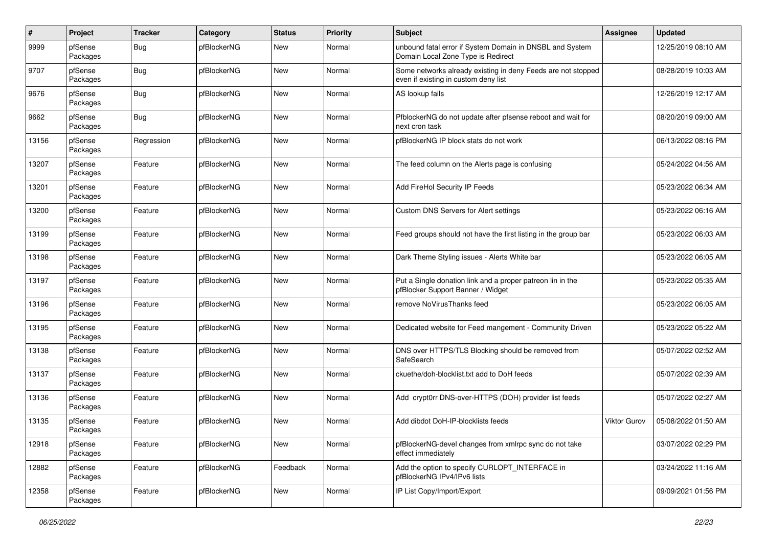| # | Project | Tracker | Category | Status | Priority | Subject | Assignee | Updated |
|---|---|---|---|---|---|---|---|---|
| 9999 | pfSense Packages | Bug | pfBlockerNG | New | Normal | unbound fatal error if System Domain in DNSBL and System Domain Local Zone Type is Redirect | | 12/25/2019 08:10 AM |
| 9707 | pfSense Packages | Bug | pfBlockerNG | New | Normal | Some networks already existing in deny Feeds are not stopped even if existing in custom deny list | | 08/28/2019 10:03 AM |
| 9676 | pfSense Packages | Bug | pfBlockerNG | New | Normal | AS lookup fails | | 12/26/2019 12:17 AM |
| 9662 | pfSense Packages | Bug | pfBlockerNG | New | Normal | PfblockerNG do not update after pfsense reboot and wait for next cron task | | 08/20/2019 09:00 AM |
| 13156 | pfSense Packages | Regression | pfBlockerNG | New | Normal | pfBlockerNG IP block stats do not work | | 06/13/2022 08:16 PM |
| 13207 | pfSense Packages | Feature | pfBlockerNG | New | Normal | The feed column on the Alerts page is confusing | | 05/24/2022 04:56 AM |
| 13201 | pfSense Packages | Feature | pfBlockerNG | New | Normal | Add FireHol Security IP Feeds | | 05/23/2022 06:34 AM |
| 13200 | pfSense Packages | Feature | pfBlockerNG | New | Normal | Custom DNS Servers for Alert settings | | 05/23/2022 06:16 AM |
| 13199 | pfSense Packages | Feature | pfBlockerNG | New | Normal | Feed groups should not have the first listing in the group bar | | 05/23/2022 06:03 AM |
| 13198 | pfSense Packages | Feature | pfBlockerNG | New | Normal | Dark Theme Styling issues - Alerts White bar | | 05/23/2022 06:05 AM |
| 13197 | pfSense Packages | Feature | pfBlockerNG | New | Normal | Put a Single donation link and a proper patreon lin in the pfBlocker Support Banner / Widget | | 05/23/2022 05:35 AM |
| 13196 | pfSense Packages | Feature | pfBlockerNG | New | Normal | remove NoVirusThanks feed | | 05/23/2022 06:05 AM |
| 13195 | pfSense Packages | Feature | pfBlockerNG | New | Normal | Dedicated website for Feed mangement - Community Driven | | 05/23/2022 05:22 AM |
| 13138 | pfSense Packages | Feature | pfBlockerNG | New | Normal | DNS over HTTPS/TLS Blocking should be removed from SafeSearch | | 05/07/2022 02:52 AM |
| 13137 | pfSense Packages | Feature | pfBlockerNG | New | Normal | ckuethe/doh-blocklist.txt add to DoH feeds | | 05/07/2022 02:39 AM |
| 13136 | pfSense Packages | Feature | pfBlockerNG | New | Normal | Add crypt0rr DNS-over-HTTPS (DOH) provider list feeds | | 05/07/2022 02:27 AM |
| 13135 | pfSense Packages | Feature | pfBlockerNG | New | Normal | Add dibdot DoH-IP-blocklists feeds | Viktor Gurov | 05/08/2022 01:50 AM |
| 12918 | pfSense Packages | Feature | pfBlockerNG | New | Normal | pfBlockerNG-devel changes from xmlrpc sync do not take effect immediately | | 03/07/2022 02:29 PM |
| 12882 | pfSense Packages | Feature | pfBlockerNG | Feedback | Normal | Add the option to specify CURLOPT_INTERFACE in pfBlockerNG IPv4/IPv6 lists | | 03/24/2022 11:16 AM |
| 12358 | pfSense Packages | Feature | pfBlockerNG | New | Normal | IP List Copy/Import/Export | | 09/09/2021 01:56 PM |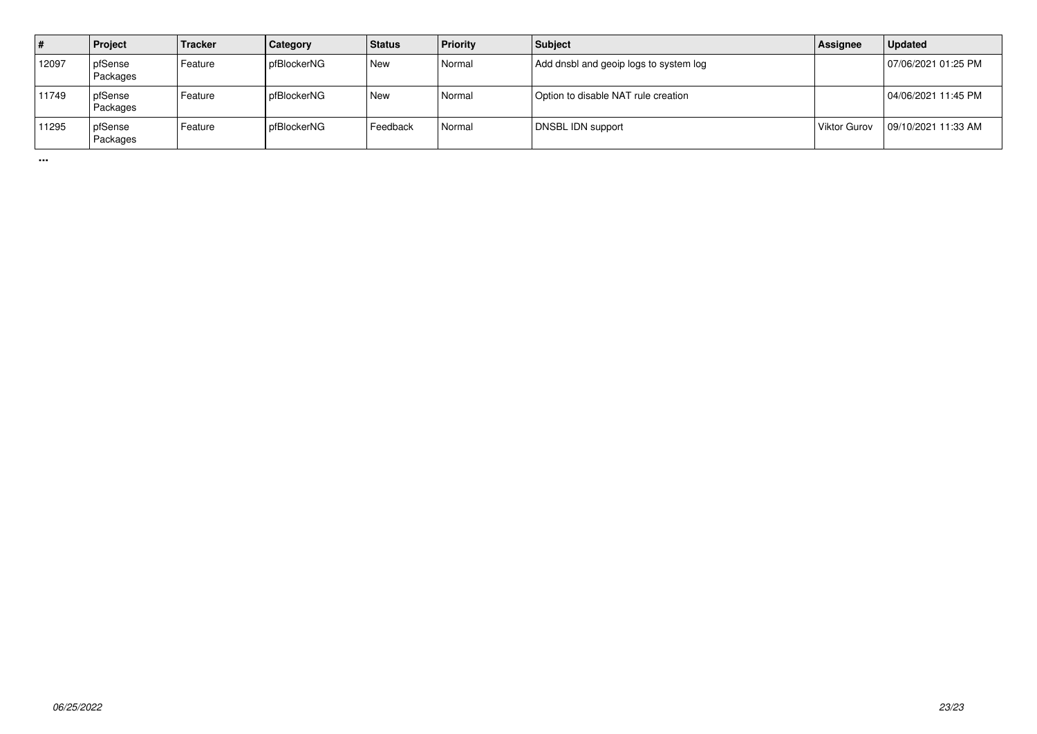| # | Project | Tracker | Category | Status | Priority | Subject | Assignee | Updated |
|---|---|---|---|---|---|---|---|---|
| 12097 | pfSense Packages | Feature | pfBlockerNG | New | Normal | Add dnsbl and geoip logs to system log | | 07/06/2021 01:25 PM |
| 11749 | pfSense Packages | Feature | pfBlockerNG | New | Normal | Option to disable NAT rule creation | | 04/06/2021 11:45 PM |
| 11295 | pfSense Packages | Feature | pfBlockerNG | Feedback | Normal | DNSBL IDN support | Viktor Gurov | 09/10/2021 11:33 AM |

...